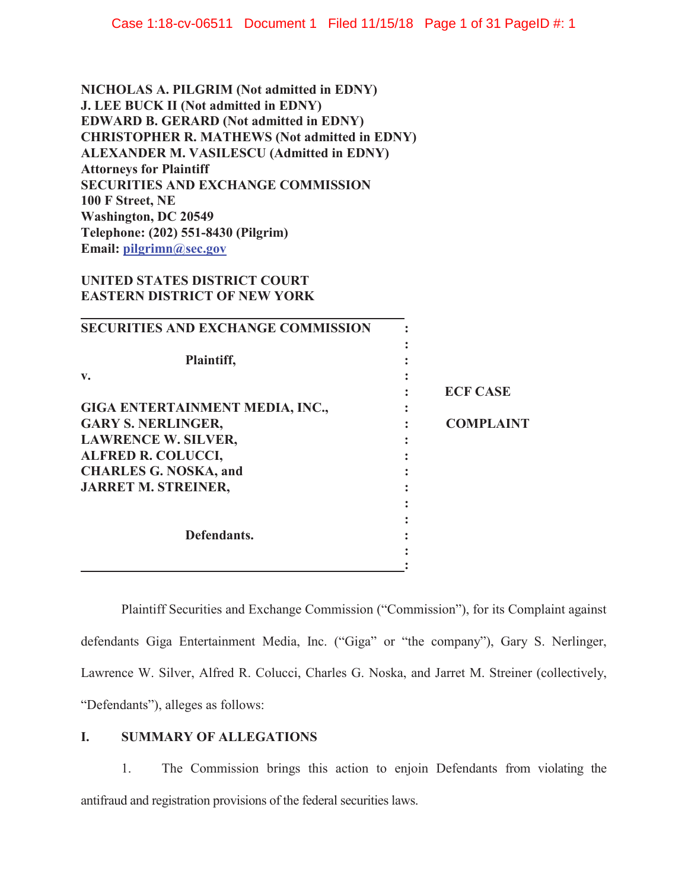**NICHOLAS A. PILGRIM (Not admitted in EDNY)**
**J. LEE BUCK II (Not admitted in EDNY)**
**EDWARD B. GERARD (Not admitted in EDNY)**
**CHRISTOPHER R. MATHEWS (Not admitted in EDNY)**
**ALEXANDER M. VASILESCU (Admitted in EDNY)**
**Attorneys for Plaintiff**
**SECURITIES AND EXCHANGE COMMISSION**
**100 F Street, NE**
**Washington, DC 20549**
**Telephone: (202) 551-8430 (Pilgrim)**
**Email: pilgrimn@sec.gov**

**UNITED STATES DISTRICT COURT**
**EASTERN DISTRICT OF NEW YORK**

| | |
|---|---|
| **SECURITIES AND EXCHANGE COMMISSION**<br><br>**Plaintiff,**<br>**v.**<br><br>**GIGA ENTERTAINMENT MEDIA, INC.,**<br>**GARY S. NERLINGER,**<br>**LAWRENCE W. SILVER,**<br>**ALFRED R. COLUCCI,**<br>**CHARLES G. NOSKA, and**<br>**JARRET M. STREINER,**<br><br>**Defendants.** | **ECF CASE**<br><br>**COMPLAINT** |

Plaintiff Securities and Exchange Commission ("Commission"), for its Complaint against defendants Giga Entertainment Media, Inc. ("Giga" or "the company"), Gary S. Nerlinger, Lawrence W. Silver, Alfred R. Colucci, Charles G. Noska, and Jarret M. Streiner (collectively, "Defendants"), alleges as follows:

## I. SUMMARY OF ALLEGATIONS

1. The Commission brings this action to enjoin Defendants from violating the antifraud and registration provisions of the federal securities laws.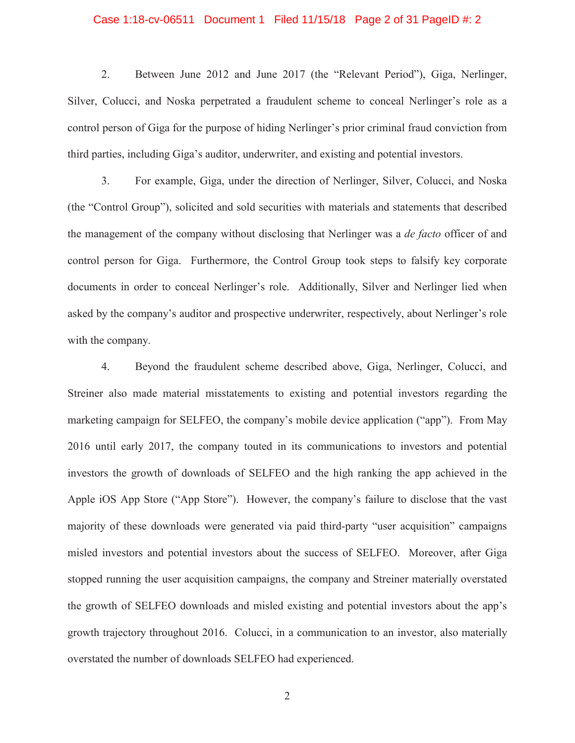2. Between June 2012 and June 2017 (the "Relevant Period"), Giga, Nerlinger, Silver, Colucci, and Noska perpetrated a fraudulent scheme to conceal Nerlinger's role as a control person of Giga for the purpose of hiding Nerlinger's prior criminal fraud conviction from third parties, including Giga's auditor, underwriter, and existing and potential investors.

3. For example, Giga, under the direction of Nerlinger, Silver, Colucci, and Noska (the "Control Group"), solicited and sold securities with materials and statements that described the management of the company without disclosing that Nerlinger was a *de facto* officer of and control person for Giga. Furthermore, the Control Group took steps to falsify key corporate documents in order to conceal Nerlinger's role. Additionally, Silver and Nerlinger lied when asked by the company's auditor and prospective underwriter, respectively, about Nerlinger's role with the company.

4. Beyond the fraudulent scheme described above, Giga, Nerlinger, Colucci, and Streiner also made material misstatements to existing and potential investors regarding the marketing campaign for SELFEO, the company's mobile device application ("app"). From May 2016 until early 2017, the company touted in its communications to investors and potential investors the growth of downloads of SELFEO and the high ranking the app achieved in the Apple iOS App Store ("App Store"). However, the company's failure to disclose that the vast majority of these downloads were generated via paid third-party "user acquisition" campaigns misled investors and potential investors about the success of SELFEO. Moreover, after Giga stopped running the user acquisition campaigns, the company and Streiner materially overstated the growth of SELFEO downloads and misled existing and potential investors about the app's growth trajectory throughout 2016. Colucci, in a communication to an investor, also materially overstated the number of downloads SELFEO had experienced.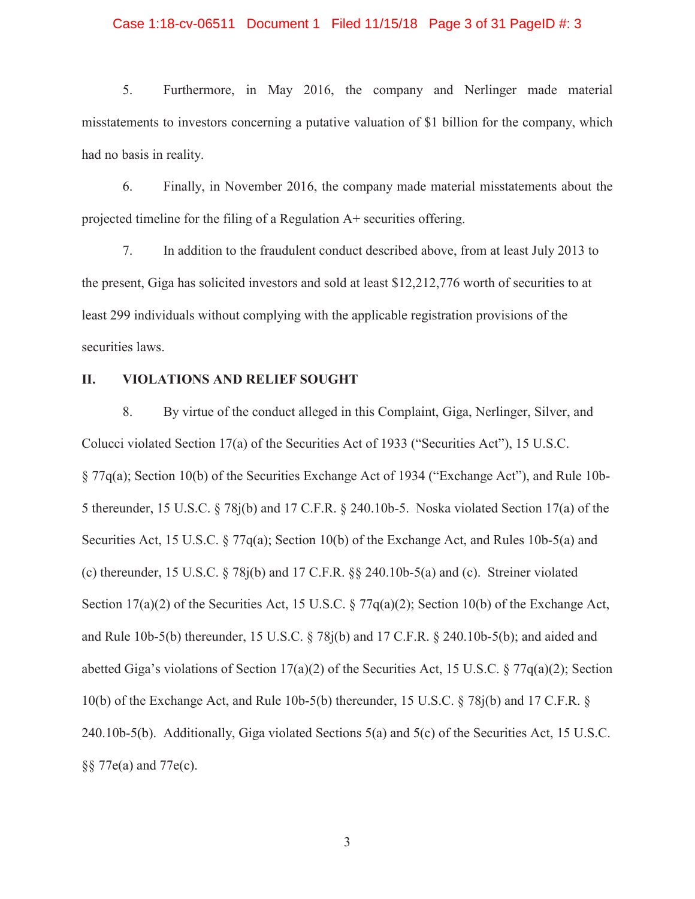5. Furthermore, in May 2016, the company and Nerlinger made material misstatements to investors concerning a putative valuation of $1 billion for the company, which had no basis in reality.

6. Finally, in November 2016, the company made material misstatements about the projected timeline for the filing of a Regulation A+ securities offering.

7. In addition to the fraudulent conduct described above, from at least July 2013 to the present, Giga has solicited investors and sold at least $12,212,776 worth of securities to at least 299 individuals without complying with the applicable registration provisions of the securities laws.

## II. VIOLATIONS AND RELIEF SOUGHT

8. By virtue of the conduct alleged in this Complaint, Giga, Nerlinger, Silver, and Colucci violated Section 17(a) of the Securities Act of 1933 ("Securities Act"), 15 U.S.C. § 77q(a); Section 10(b) of the Securities Exchange Act of 1934 ("Exchange Act"), and Rule 10b-5 thereunder, 15 U.S.C. § 78j(b) and 17 C.F.R. § 240.10b-5. Noska violated Section 17(a) of the Securities Act, 15 U.S.C. § 77q(a); Section 10(b) of the Exchange Act, and Rules 10b-5(a) and (c) thereunder, 15 U.S.C. § 78j(b) and 17 C.F.R. §§ 240.10b-5(a) and (c). Streiner violated Section 17(a)(2) of the Securities Act, 15 U.S.C. § 77q(a)(2); Section 10(b) of the Exchange Act, and Rule 10b-5(b) thereunder, 15 U.S.C. § 78j(b) and 17 C.F.R. § 240.10b-5(b); and aided and abetted Giga's violations of Section 17(a)(2) of the Securities Act, 15 U.S.C. § 77q(a)(2); Section 10(b) of the Exchange Act, and Rule 10b-5(b) thereunder, 15 U.S.C. § 78j(b) and 17 C.F.R. § 240.10b-5(b). Additionally, Giga violated Sections 5(a) and 5(c) of the Securities Act, 15 U.S.C. §§ 77e(a) and 77e(c).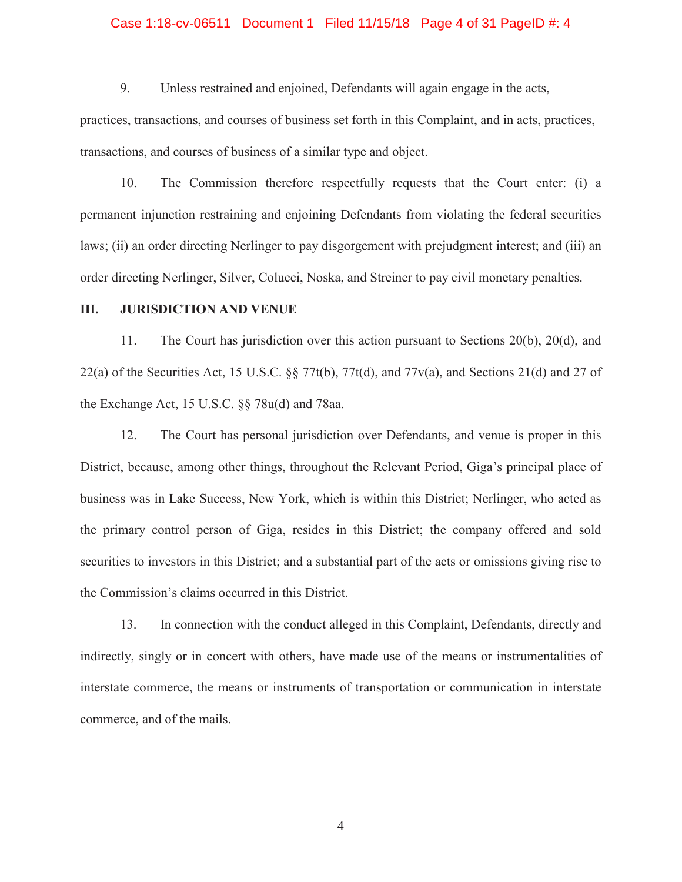9. Unless restrained and enjoined, Defendants will again engage in the acts, practices, transactions, and courses of business set forth in this Complaint, and in acts, practices, transactions, and courses of business of a similar type and object.

10. The Commission therefore respectfully requests that the Court enter: (i) a permanent injunction restraining and enjoining Defendants from violating the federal securities laws; (ii) an order directing Nerlinger to pay disgorgement with prejudgment interest; and (iii) an order directing Nerlinger, Silver, Colucci, Noska, and Streiner to pay civil monetary penalties.

## III. JURISDICTION AND VENUE

11. The Court has jurisdiction over this action pursuant to Sections 20(b), 20(d), and 22(a) of the Securities Act, 15 U.S.C. §§ 77t(b), 77t(d), and 77v(a), and Sections 21(d) and 27 of the Exchange Act, 15 U.S.C. §§ 78u(d) and 78aa.

12. The Court has personal jurisdiction over Defendants, and venue is proper in this District, because, among other things, throughout the Relevant Period, Giga's principal place of business was in Lake Success, New York, which is within this District; Nerlinger, who acted as the primary control person of Giga, resides in this District; the company offered and sold securities to investors in this District; and a substantial part of the acts or omissions giving rise to the Commission's claims occurred in this District.

13. In connection with the conduct alleged in this Complaint, Defendants, directly and indirectly, singly or in concert with others, have made use of the means or instrumentalities of interstate commerce, the means or instruments of transportation or communication in interstate commerce, and of the mails.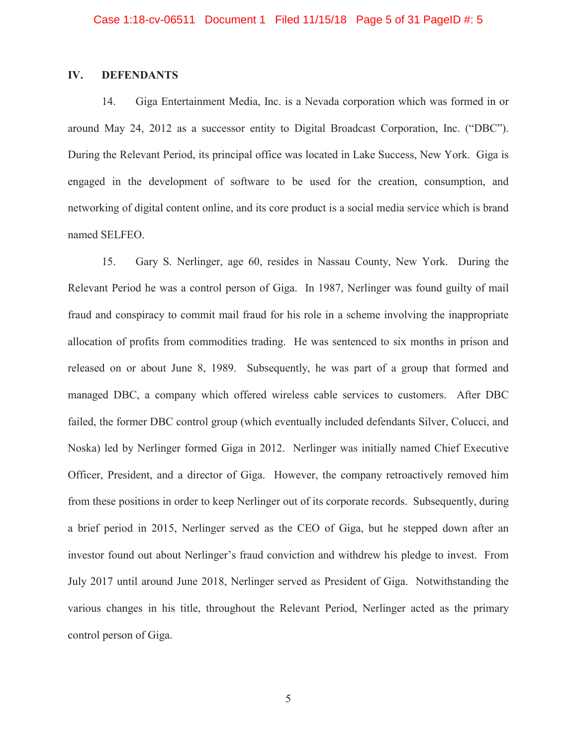## IV. DEFENDANTS

14. Giga Entertainment Media, Inc. is a Nevada corporation which was formed in or around May 24, 2012 as a successor entity to Digital Broadcast Corporation, Inc. ("DBC"). During the Relevant Period, its principal office was located in Lake Success, New York. Giga is engaged in the development of software to be used for the creation, consumption, and networking of digital content online, and its core product is a social media service which is brand named SELFEO.

15. Gary S. Nerlinger, age 60, resides in Nassau County, New York. During the Relevant Period he was a control person of Giga. In 1987, Nerlinger was found guilty of mail fraud and conspiracy to commit mail fraud for his role in a scheme involving the inappropriate allocation of profits from commodities trading. He was sentenced to six months in prison and released on or about June 8, 1989. Subsequently, he was part of a group that formed and managed DBC, a company which offered wireless cable services to customers. After DBC failed, the former DBC control group (which eventually included defendants Silver, Colucci, and Noska) led by Nerlinger formed Giga in 2012. Nerlinger was initially named Chief Executive Officer, President, and a director of Giga. However, the company retroactively removed him from these positions in order to keep Nerlinger out of its corporate records. Subsequently, during a brief period in 2015, Nerlinger served as the CEO of Giga, but he stepped down after an investor found out about Nerlinger's fraud conviction and withdrew his pledge to invest. From July 2017 until around June 2018, Nerlinger served as President of Giga. Notwithstanding the various changes in his title, throughout the Relevant Period, Nerlinger acted as the primary control person of Giga.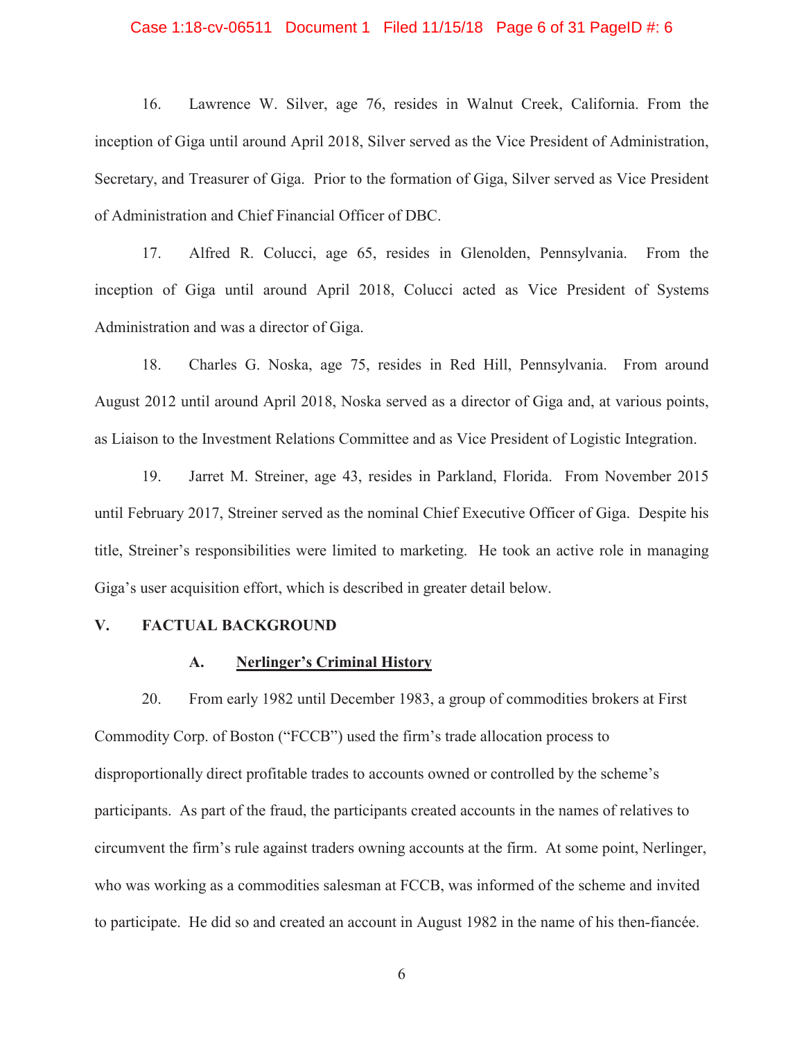16. Lawrence W. Silver, age 76, resides in Walnut Creek, California. From the inception of Giga until around April 2018, Silver served as the Vice President of Administration, Secretary, and Treasurer of Giga. Prior to the formation of Giga, Silver served as Vice President of Administration and Chief Financial Officer of DBC.

17. Alfred R. Colucci, age 65, resides in Glenolden, Pennsylvania. From the inception of Giga until around April 2018, Colucci acted as Vice President of Systems Administration and was a director of Giga.

18. Charles G. Noska, age 75, resides in Red Hill, Pennsylvania. From around August 2012 until around April 2018, Noska served as a director of Giga and, at various points, as Liaison to the Investment Relations Committee and as Vice President of Logistic Integration.

19. Jarret M. Streiner, age 43, resides in Parkland, Florida. From November 2015 until February 2017, Streiner served as the nominal Chief Executive Officer of Giga. Despite his title, Streiner's responsibilities were limited to marketing. He took an active role in managing Giga's user acquisition effort, which is described in greater detail below.

## V. FACTUAL BACKGROUND

### A. Nerlinger's Criminal History

20. From early 1982 until December 1983, a group of commodities brokers at First Commodity Corp. of Boston ("FCCB") used the firm's trade allocation process to disproportionally direct profitable trades to accounts owned or controlled by the scheme's participants. As part of the fraud, the participants created accounts in the names of relatives to circumvent the firm's rule against traders owning accounts at the firm. At some point, Nerlinger, who was working as a commodities salesman at FCCB, was informed of the scheme and invited to participate. He did so and created an account in August 1982 in the name of his then-fiancée.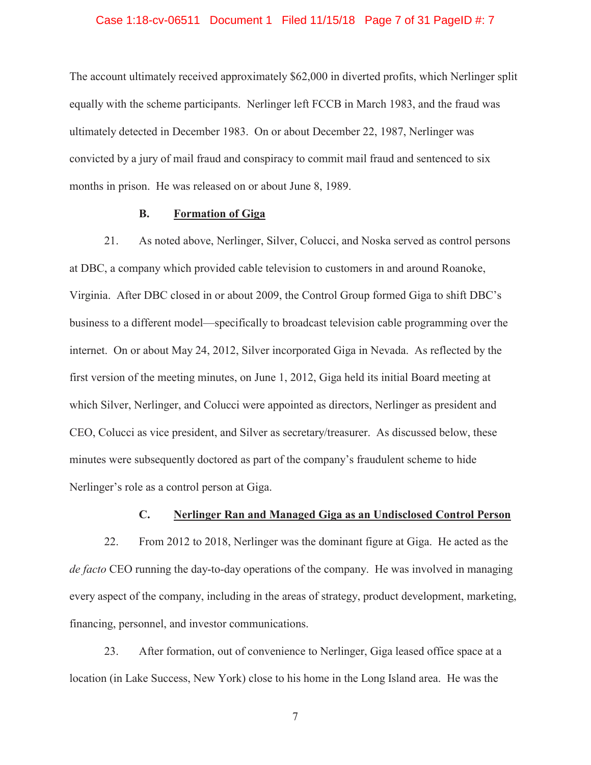The account ultimately received approximately $62,000 in diverted profits, which Nerlinger split equally with the scheme participants. Nerlinger left FCCB in March 1983, and the fraud was ultimately detected in December 1983. On or about December 22, 1987, Nerlinger was convicted by a jury of mail fraud and conspiracy to commit mail fraud and sentenced to six months in prison. He was released on or about June 8, 1989.

### B. Formation of Giga

21. As noted above, Nerlinger, Silver, Colucci, and Noska served as control persons at DBC, a company which provided cable television to customers in and around Roanoke, Virginia. After DBC closed in or about 2009, the Control Group formed Giga to shift DBC's business to a different model—specifically to broadcast television cable programming over the internet. On or about May 24, 2012, Silver incorporated Giga in Nevada. As reflected by the first version of the meeting minutes, on June 1, 2012, Giga held its initial Board meeting at which Silver, Nerlinger, and Colucci were appointed as directors, Nerlinger as president and CEO, Colucci as vice president, and Silver as secretary/treasurer. As discussed below, these minutes were subsequently doctored as part of the company's fraudulent scheme to hide Nerlinger's role as a control person at Giga.

### C. Nerlinger Ran and Managed Giga as an Undisclosed Control Person

22. From 2012 to 2018, Nerlinger was the dominant figure at Giga. He acted as the *de facto* CEO running the day-to-day operations of the company. He was involved in managing every aspect of the company, including in the areas of strategy, product development, marketing, financing, personnel, and investor communications.

23. After formation, out of convenience to Nerlinger, Giga leased office space at a location (in Lake Success, New York) close to his home in the Long Island area. He was the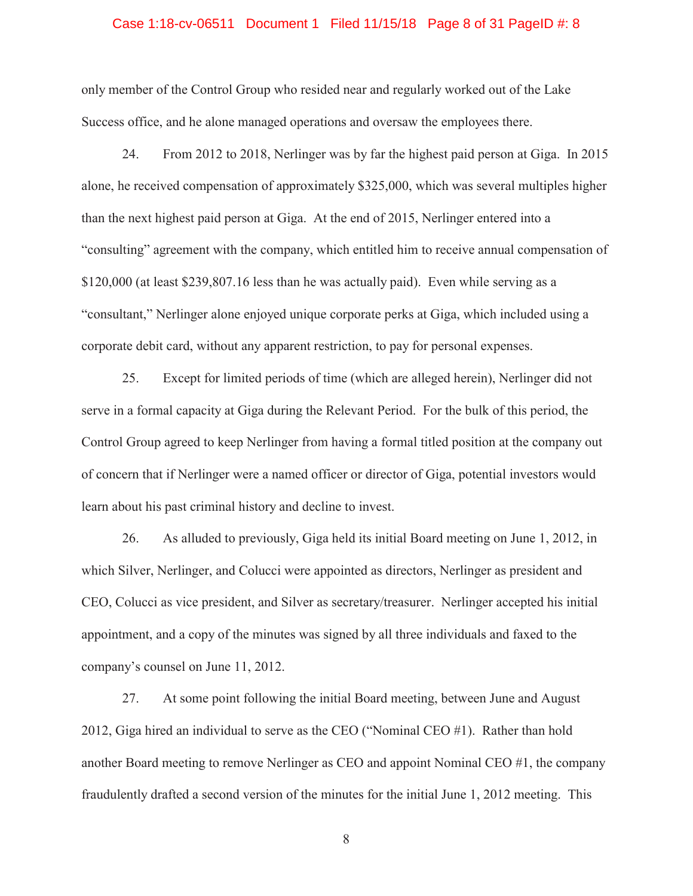only member of the Control Group who resided near and regularly worked out of the Lake Success office, and he alone managed operations and oversaw the employees there.

24. From 2012 to 2018, Nerlinger was by far the highest paid person at Giga. In 2015 alone, he received compensation of approximately $325,000, which was several multiples higher than the next highest paid person at Giga. At the end of 2015, Nerlinger entered into a "consulting" agreement with the company, which entitled him to receive annual compensation of $120,000 (at least $239,807.16 less than he was actually paid). Even while serving as a "consultant," Nerlinger alone enjoyed unique corporate perks at Giga, which included using a corporate debit card, without any apparent restriction, to pay for personal expenses.

25. Except for limited periods of time (which are alleged herein), Nerlinger did not serve in a formal capacity at Giga during the Relevant Period. For the bulk of this period, the Control Group agreed to keep Nerlinger from having a formal titled position at the company out of concern that if Nerlinger were a named officer or director of Giga, potential investors would learn about his past criminal history and decline to invest.

26. As alluded to previously, Giga held its initial Board meeting on June 1, 2012, in which Silver, Nerlinger, and Colucci were appointed as directors, Nerlinger as president and CEO, Colucci as vice president, and Silver as secretary/treasurer. Nerlinger accepted his initial appointment, and a copy of the minutes was signed by all three individuals and faxed to the company's counsel on June 11, 2012.

27. At some point following the initial Board meeting, between June and August 2012, Giga hired an individual to serve as the CEO ("Nominal CEO #1). Rather than hold another Board meeting to remove Nerlinger as CEO and appoint Nominal CEO #1, the company fraudulently drafted a second version of the minutes for the initial June 1, 2012 meeting. This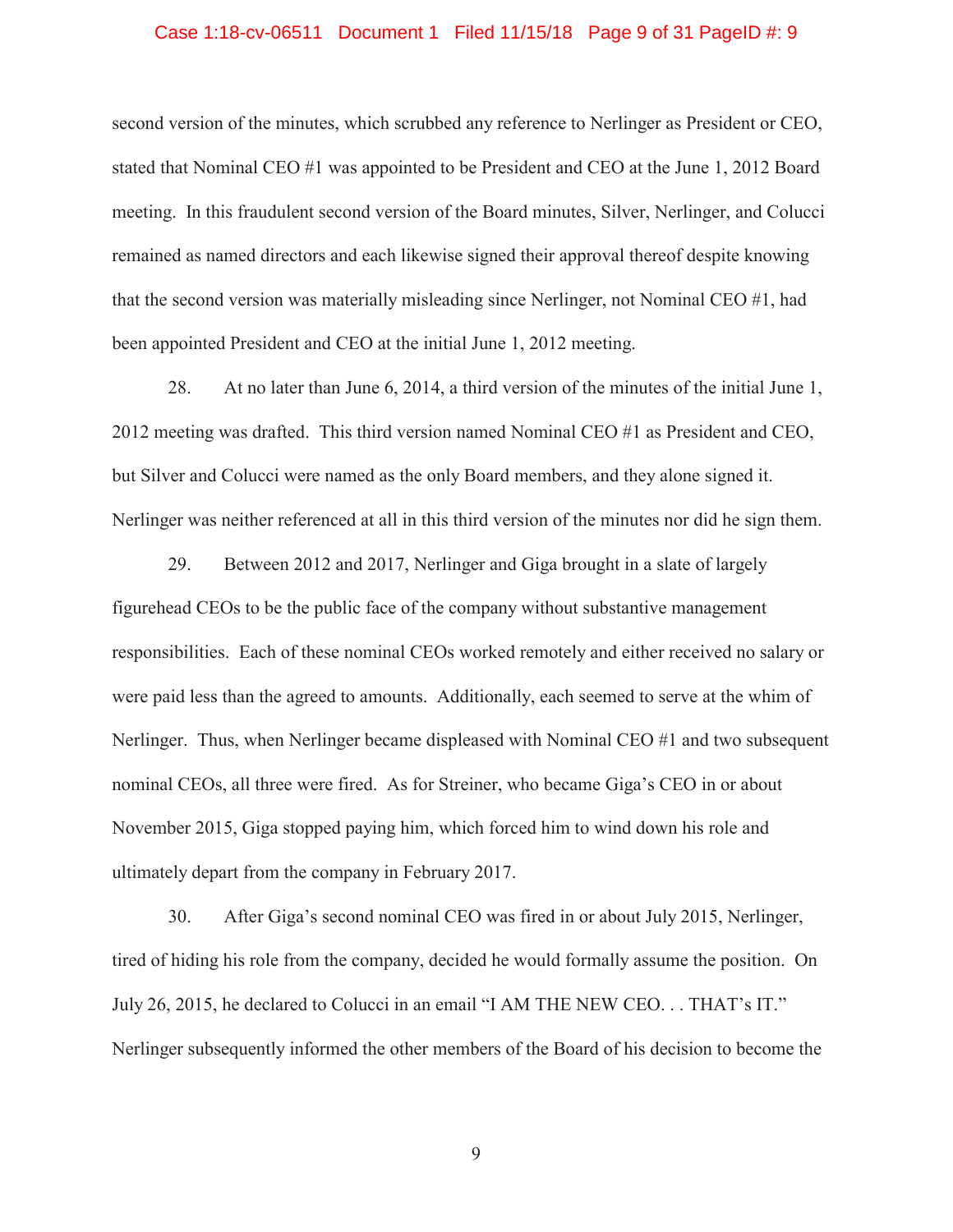second version of the minutes, which scrubbed any reference to Nerlinger as President or CEO, stated that Nominal CEO #1 was appointed to be President and CEO at the June 1, 2012 Board meeting. In this fraudulent second version of the Board minutes, Silver, Nerlinger, and Colucci remained as named directors and each likewise signed their approval thereof despite knowing that the second version was materially misleading since Nerlinger, not Nominal CEO #1, had been appointed President and CEO at the initial June 1, 2012 meeting.

28. At no later than June 6, 2014, a third version of the minutes of the initial June 1, 2012 meeting was drafted. This third version named Nominal CEO #1 as President and CEO, but Silver and Colucci were named as the only Board members, and they alone signed it. Nerlinger was neither referenced at all in this third version of the minutes nor did he sign them.

29. Between 2012 and 2017, Nerlinger and Giga brought in a slate of largely figurehead CEOs to be the public face of the company without substantive management responsibilities. Each of these nominal CEOs worked remotely and either received no salary or were paid less than the agreed to amounts. Additionally, each seemed to serve at the whim of Nerlinger. Thus, when Nerlinger became displeased with Nominal CEO #1 and two subsequent nominal CEOs, all three were fired. As for Streiner, who became Giga's CEO in or about November 2015, Giga stopped paying him, which forced him to wind down his role and ultimately depart from the company in February 2017.

30. After Giga's second nominal CEO was fired in or about July 2015, Nerlinger, tired of hiding his role from the company, decided he would formally assume the position. On July 26, 2015, he declared to Colucci in an email "I AM THE NEW CEO. . . THAT's IT." Nerlinger subsequently informed the other members of the Board of his decision to become the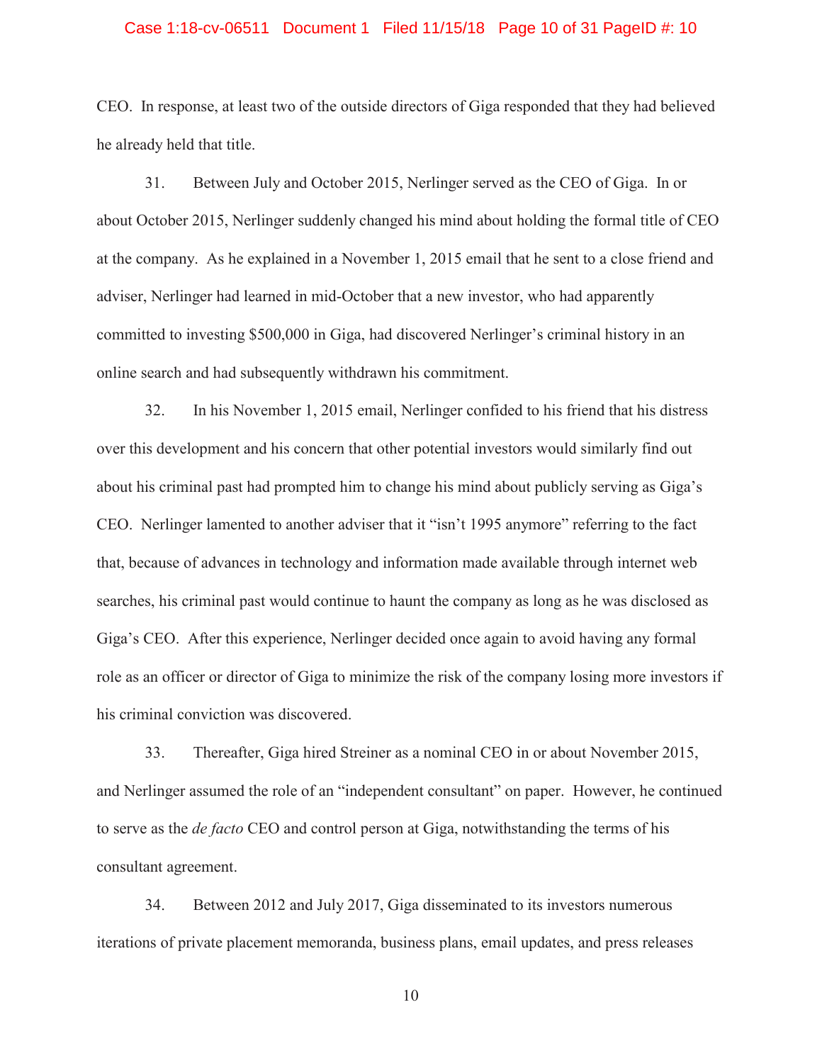CEO. In response, at least two of the outside directors of Giga responded that they had believed he already held that title.

31. Between July and October 2015, Nerlinger served as the CEO of Giga. In or about October 2015, Nerlinger suddenly changed his mind about holding the formal title of CEO at the company. As he explained in a November 1, 2015 email that he sent to a close friend and adviser, Nerlinger had learned in mid-October that a new investor, who had apparently committed to investing $500,000 in Giga, had discovered Nerlinger's criminal history in an online search and had subsequently withdrawn his commitment.

32. In his November 1, 2015 email, Nerlinger confided to his friend that his distress over this development and his concern that other potential investors would similarly find out about his criminal past had prompted him to change his mind about publicly serving as Giga's CEO. Nerlinger lamented to another adviser that it "isn't 1995 anymore" referring to the fact that, because of advances in technology and information made available through internet web searches, his criminal past would continue to haunt the company as long as he was disclosed as Giga's CEO. After this experience, Nerlinger decided once again to avoid having any formal role as an officer or director of Giga to minimize the risk of the company losing more investors if his criminal conviction was discovered.

33. Thereafter, Giga hired Streiner as a nominal CEO in or about November 2015, and Nerlinger assumed the role of an "independent consultant" on paper. However, he continued to serve as the *de facto* CEO and control person at Giga, notwithstanding the terms of his consultant agreement.

34. Between 2012 and July 2017, Giga disseminated to its investors numerous iterations of private placement memoranda, business plans, email updates, and press releases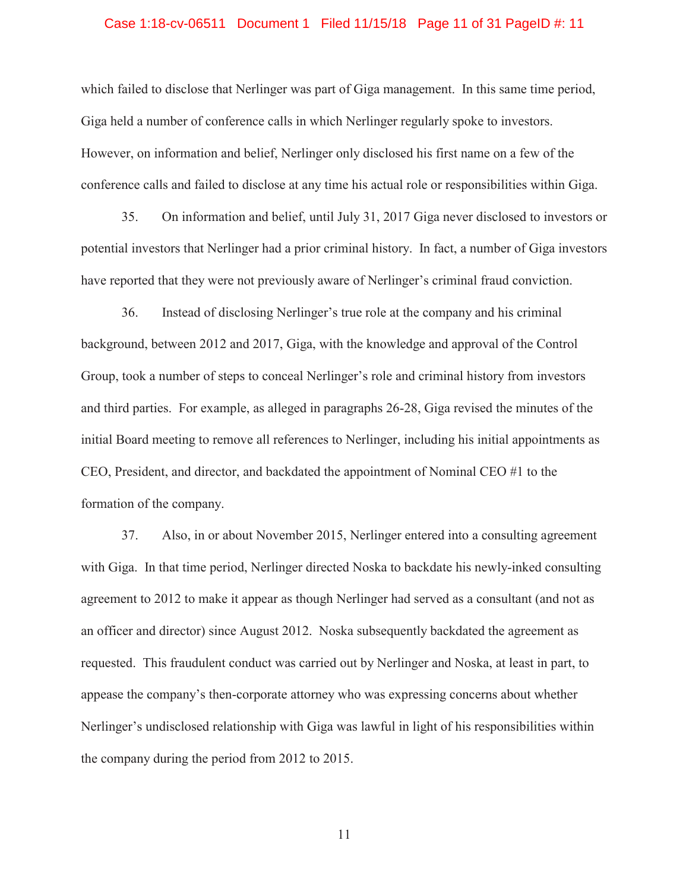which failed to disclose that Nerlinger was part of Giga management. In this same time period, Giga held a number of conference calls in which Nerlinger regularly spoke to investors. However, on information and belief, Nerlinger only disclosed his first name on a few of the conference calls and failed to disclose at any time his actual role or responsibilities within Giga.

35. On information and belief, until July 31, 2017 Giga never disclosed to investors or potential investors that Nerlinger had a prior criminal history. In fact, a number of Giga investors have reported that they were not previously aware of Nerlinger's criminal fraud conviction.

36. Instead of disclosing Nerlinger's true role at the company and his criminal background, between 2012 and 2017, Giga, with the knowledge and approval of the Control Group, took a number of steps to conceal Nerlinger's role and criminal history from investors and third parties. For example, as alleged in paragraphs 26-28, Giga revised the minutes of the initial Board meeting to remove all references to Nerlinger, including his initial appointments as CEO, President, and director, and backdated the appointment of Nominal CEO #1 to the formation of the company.

37. Also, in or about November 2015, Nerlinger entered into a consulting agreement with Giga. In that time period, Nerlinger directed Noska to backdate his newly-inked consulting agreement to 2012 to make it appear as though Nerlinger had served as a consultant (and not as an officer and director) since August 2012. Noska subsequently backdated the agreement as requested. This fraudulent conduct was carried out by Nerlinger and Noska, at least in part, to appease the company's then-corporate attorney who was expressing concerns about whether Nerlinger's undisclosed relationship with Giga was lawful in light of his responsibilities within the company during the period from 2012 to 2015.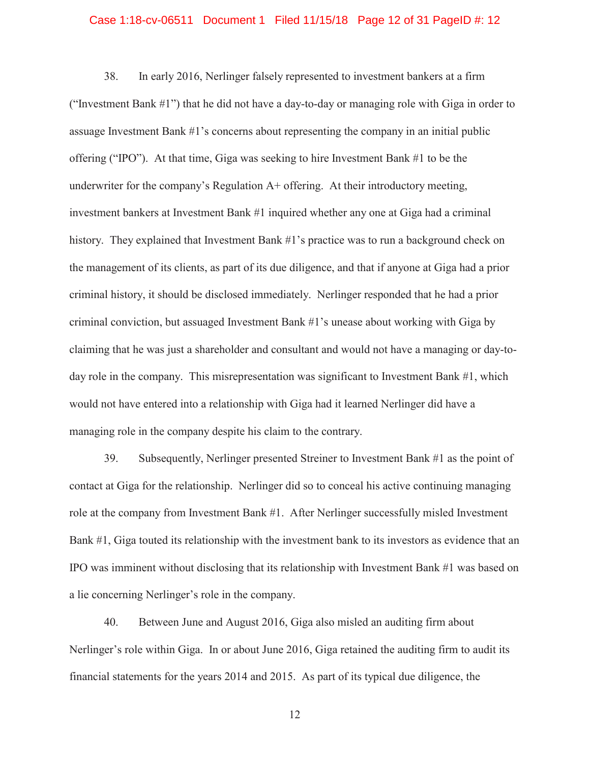38. In early 2016, Nerlinger falsely represented to investment bankers at a firm ("Investment Bank #1") that he did not have a day-to-day or managing role with Giga in order to assuage Investment Bank #1's concerns about representing the company in an initial public offering ("IPO"). At that time, Giga was seeking to hire Investment Bank #1 to be the underwriter for the company's Regulation A+ offering. At their introductory meeting, investment bankers at Investment Bank #1 inquired whether any one at Giga had a criminal history. They explained that Investment Bank #1's practice was to run a background check on the management of its clients, as part of its due diligence, and that if anyone at Giga had a prior criminal history, it should be disclosed immediately. Nerlinger responded that he had a prior criminal conviction, but assuaged Investment Bank #1's unease about working with Giga by claiming that he was just a shareholder and consultant and would not have a managing or day-to-day role in the company. This misrepresentation was significant to Investment Bank #1, which would not have entered into a relationship with Giga had it learned Nerlinger did have a managing role in the company despite his claim to the contrary.

39. Subsequently, Nerlinger presented Streiner to Investment Bank #1 as the point of contact at Giga for the relationship. Nerlinger did so to conceal his active continuing managing role at the company from Investment Bank #1. After Nerlinger successfully misled Investment Bank #1, Giga touted its relationship with the investment bank to its investors as evidence that an IPO was imminent without disclosing that its relationship with Investment Bank #1 was based on a lie concerning Nerlinger's role in the company.

40. Between June and August 2016, Giga also misled an auditing firm about Nerlinger's role within Giga. In or about June 2016, Giga retained the auditing firm to audit its financial statements for the years 2014 and 2015. As part of its typical due diligence, the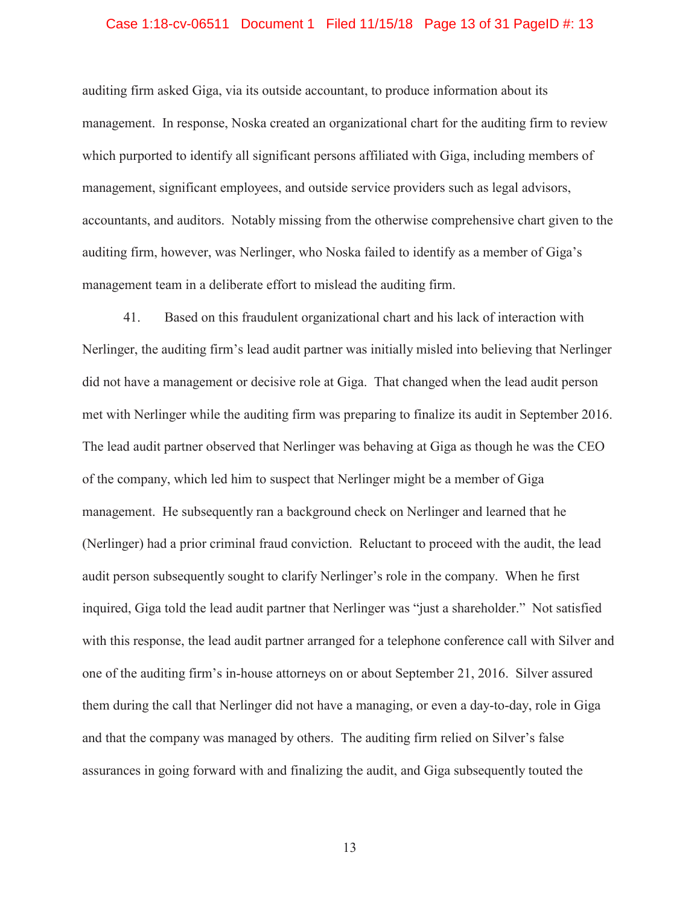auditing firm asked Giga, via its outside accountant, to produce information about its management. In response, Noska created an organizational chart for the auditing firm to review which purported to identify all significant persons affiliated with Giga, including members of management, significant employees, and outside service providers such as legal advisors, accountants, and auditors. Notably missing from the otherwise comprehensive chart given to the auditing firm, however, was Nerlinger, who Noska failed to identify as a member of Giga's management team in a deliberate effort to mislead the auditing firm.

41. Based on this fraudulent organizational chart and his lack of interaction with Nerlinger, the auditing firm's lead audit partner was initially misled into believing that Nerlinger did not have a management or decisive role at Giga. That changed when the lead audit person met with Nerlinger while the auditing firm was preparing to finalize its audit in September 2016. The lead audit partner observed that Nerlinger was behaving at Giga as though he was the CEO of the company, which led him to suspect that Nerlinger might be a member of Giga management. He subsequently ran a background check on Nerlinger and learned that he (Nerlinger) had a prior criminal fraud conviction. Reluctant to proceed with the audit, the lead audit person subsequently sought to clarify Nerlinger's role in the company. When he first inquired, Giga told the lead audit partner that Nerlinger was "just a shareholder." Not satisfied with this response, the lead audit partner arranged for a telephone conference call with Silver and one of the auditing firm's in-house attorneys on or about September 21, 2016. Silver assured them during the call that Nerlinger did not have a managing, or even a day-to-day, role in Giga and that the company was managed by others. The auditing firm relied on Silver's false assurances in going forward with and finalizing the audit, and Giga subsequently touted the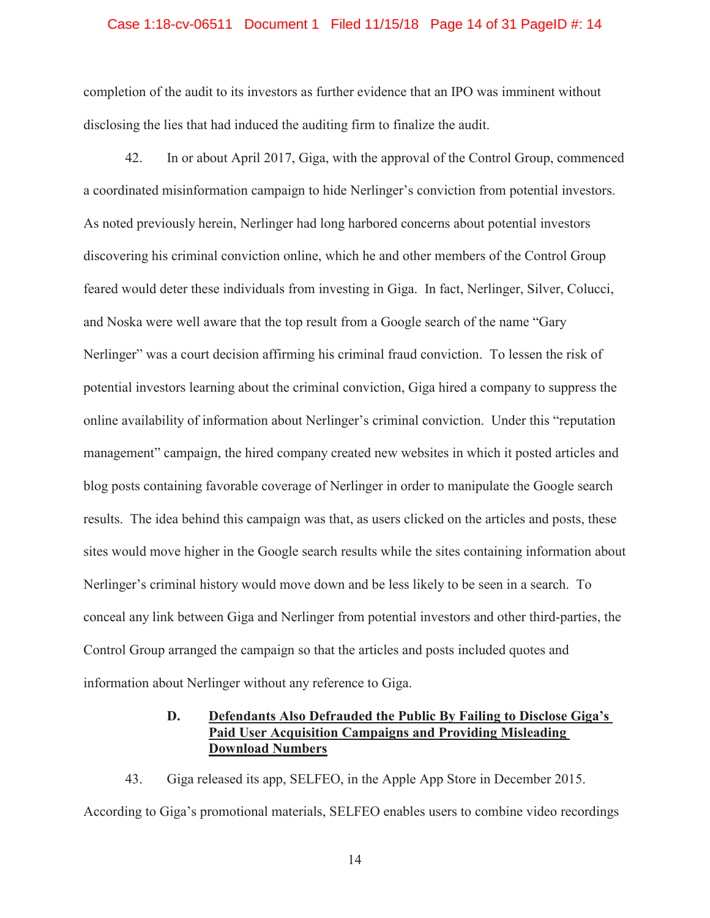completion of the audit to its investors as further evidence that an IPO was imminent without disclosing the lies that had induced the auditing firm to finalize the audit.

42. In or about April 2017, Giga, with the approval of the Control Group, commenced a coordinated misinformation campaign to hide Nerlinger's conviction from potential investors. As noted previously herein, Nerlinger had long harbored concerns about potential investors discovering his criminal conviction online, which he and other members of the Control Group feared would deter these individuals from investing in Giga. In fact, Nerlinger, Silver, Colucci, and Noska were well aware that the top result from a Google search of the name "Gary Nerlinger" was a court decision affirming his criminal fraud conviction. To lessen the risk of potential investors learning about the criminal conviction, Giga hired a company to suppress the online availability of information about Nerlinger's criminal conviction. Under this "reputation management" campaign, the hired company created new websites in which it posted articles and blog posts containing favorable coverage of Nerlinger in order to manipulate the Google search results. The idea behind this campaign was that, as users clicked on the articles and posts, these sites would move higher in the Google search results while the sites containing information about Nerlinger's criminal history would move down and be less likely to be seen in a search. To conceal any link between Giga and Nerlinger from potential investors and other third-parties, the Control Group arranged the campaign so that the articles and posts included quotes and information about Nerlinger without any reference to Giga.

### D. Defendants Also Defrauded the Public By Failing to Disclose Giga's Paid User Acquisition Campaigns and Providing Misleading Download Numbers

43. Giga released its app, SELFEO, in the Apple App Store in December 2015. According to Giga's promotional materials, SELFEO enables users to combine video recordings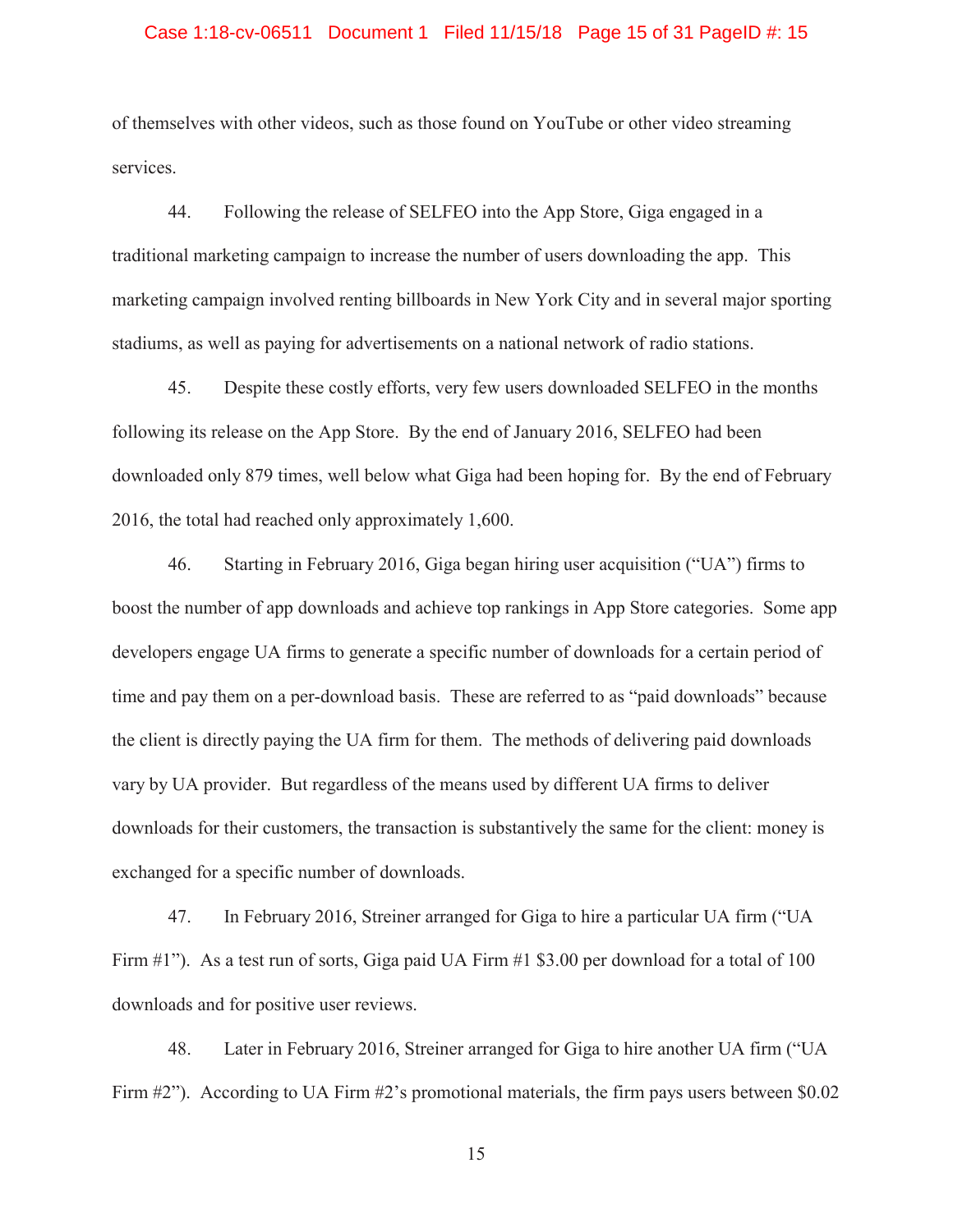of themselves with other videos, such as those found on YouTube or other video streaming services.

44. Following the release of SELFEO into the App Store, Giga engaged in a traditional marketing campaign to increase the number of users downloading the app. This marketing campaign involved renting billboards in New York City and in several major sporting stadiums, as well as paying for advertisements on a national network of radio stations.

45. Despite these costly efforts, very few users downloaded SELFEO in the months following its release on the App Store. By the end of January 2016, SELFEO had been downloaded only 879 times, well below what Giga had been hoping for. By the end of February 2016, the total had reached only approximately 1,600.

46. Starting in February 2016, Giga began hiring user acquisition ("UA") firms to boost the number of app downloads and achieve top rankings in App Store categories. Some app developers engage UA firms to generate a specific number of downloads for a certain period of time and pay them on a per-download basis. These are referred to as "paid downloads" because the client is directly paying the UA firm for them. The methods of delivering paid downloads vary by UA provider. But regardless of the means used by different UA firms to deliver downloads for their customers, the transaction is substantively the same for the client: money is exchanged for a specific number of downloads.

47. In February 2016, Streiner arranged for Giga to hire a particular UA firm ("UA Firm #1"). As a test run of sorts, Giga paid UA Firm #1 $3.00 per download for a total of 100 downloads and for positive user reviews.

48. Later in February 2016, Streiner arranged for Giga to hire another UA firm ("UA Firm #2"). According to UA Firm #2's promotional materials, the firm pays users between $0.02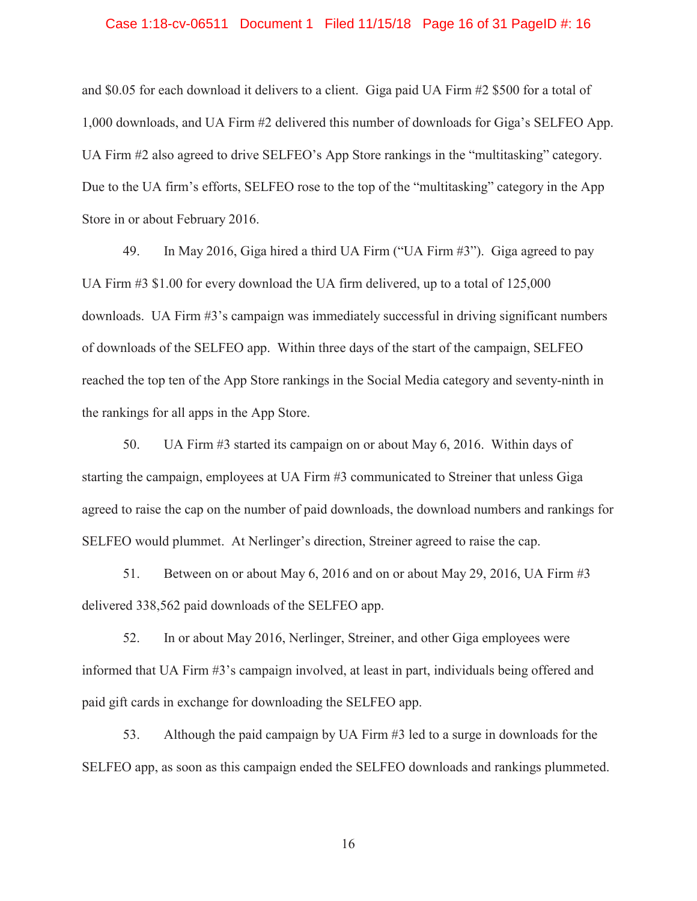and $0.05 for each download it delivers to a client. Giga paid UA Firm #2 $500 for a total of 1,000 downloads, and UA Firm #2 delivered this number of downloads for Giga's SELFEO App. UA Firm #2 also agreed to drive SELFEO's App Store rankings in the "multitasking" category. Due to the UA firm's efforts, SELFEO rose to the top of the "multitasking" category in the App Store in or about February 2016.

49. In May 2016, Giga hired a third UA Firm ("UA Firm #3"). Giga agreed to pay UA Firm #3 $1.00 for every download the UA firm delivered, up to a total of 125,000 downloads. UA Firm #3's campaign was immediately successful in driving significant numbers of downloads of the SELFEO app. Within three days of the start of the campaign, SELFEO reached the top ten of the App Store rankings in the Social Media category and seventy-ninth in the rankings for all apps in the App Store.

50. UA Firm #3 started its campaign on or about May 6, 2016. Within days of starting the campaign, employees at UA Firm #3 communicated to Streiner that unless Giga agreed to raise the cap on the number of paid downloads, the download numbers and rankings for SELFEO would plummet. At Nerlinger's direction, Streiner agreed to raise the cap.

51. Between on or about May 6, 2016 and on or about May 29, 2016, UA Firm #3 delivered 338,562 paid downloads of the SELFEO app.

52. In or about May 2016, Nerlinger, Streiner, and other Giga employees were informed that UA Firm #3's campaign involved, at least in part, individuals being offered and paid gift cards in exchange for downloading the SELFEO app.

53. Although the paid campaign by UA Firm #3 led to a surge in downloads for the SELFEO app, as soon as this campaign ended the SELFEO downloads and rankings plummeted.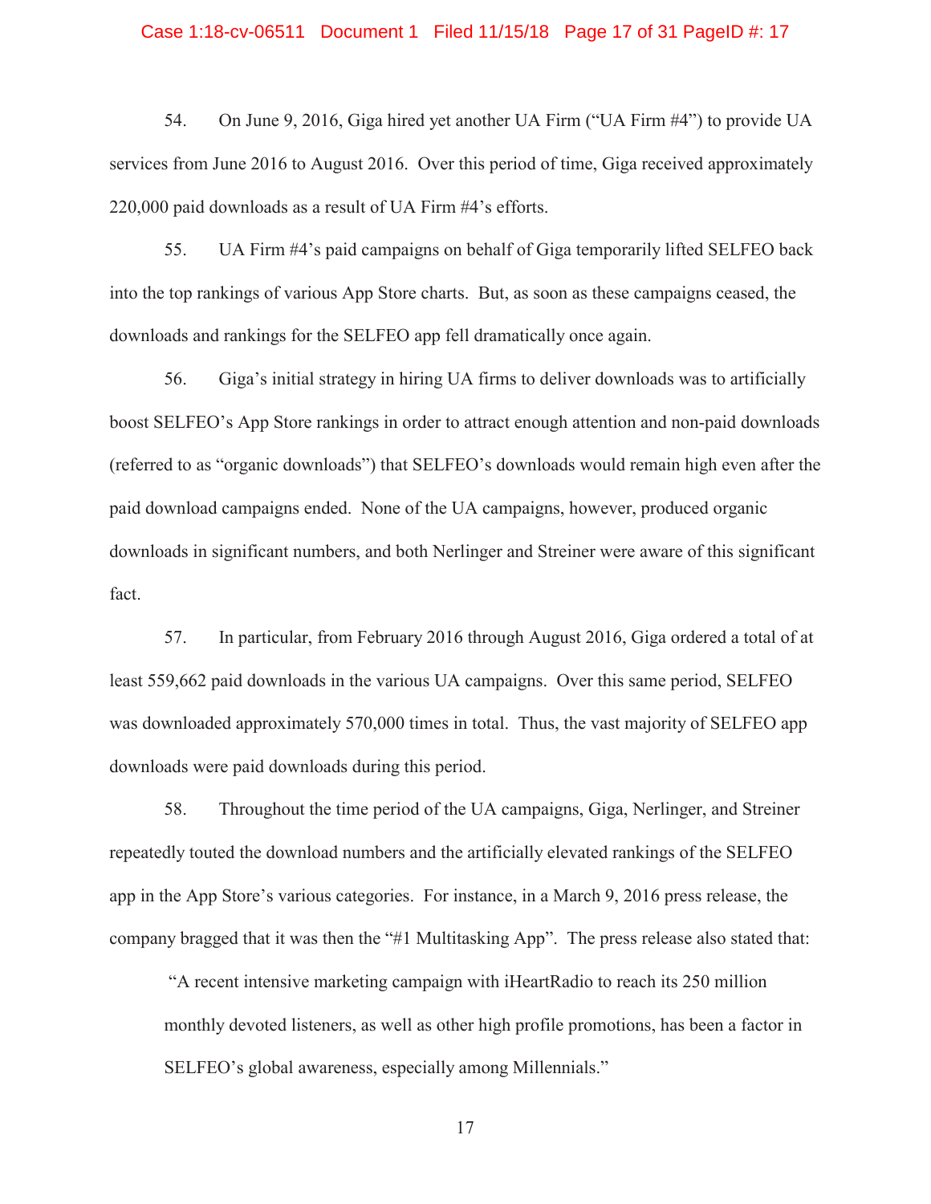54. On June 9, 2016, Giga hired yet another UA Firm ("UA Firm #4") to provide UA services from June 2016 to August 2016. Over this period of time, Giga received approximately 220,000 paid downloads as a result of UA Firm #4's efforts.

55. UA Firm #4's paid campaigns on behalf of Giga temporarily lifted SELFEO back into the top rankings of various App Store charts. But, as soon as these campaigns ceased, the downloads and rankings for the SELFEO app fell dramatically once again.

56. Giga's initial strategy in hiring UA firms to deliver downloads was to artificially boost SELFEO's App Store rankings in order to attract enough attention and non-paid downloads (referred to as "organic downloads") that SELFEO's downloads would remain high even after the paid download campaigns ended. None of the UA campaigns, however, produced organic downloads in significant numbers, and both Nerlinger and Streiner were aware of this significant fact.

57. In particular, from February 2016 through August 2016, Giga ordered a total of at least 559,662 paid downloads in the various UA campaigns. Over this same period, SELFEO was downloaded approximately 570,000 times in total. Thus, the vast majority of SELFEO app downloads were paid downloads during this period.

58. Throughout the time period of the UA campaigns, Giga, Nerlinger, and Streiner repeatedly touted the download numbers and the artificially elevated rankings of the SELFEO app in the App Store's various categories. For instance, in a March 9, 2016 press release, the company bragged that it was then the "#1 Multitasking App". The press release also stated that:

> "A recent intensive marketing campaign with iHeartRadio to reach its 250 million monthly devoted listeners, as well as other high profile promotions, has been a factor in SELFEO's global awareness, especially among Millennials."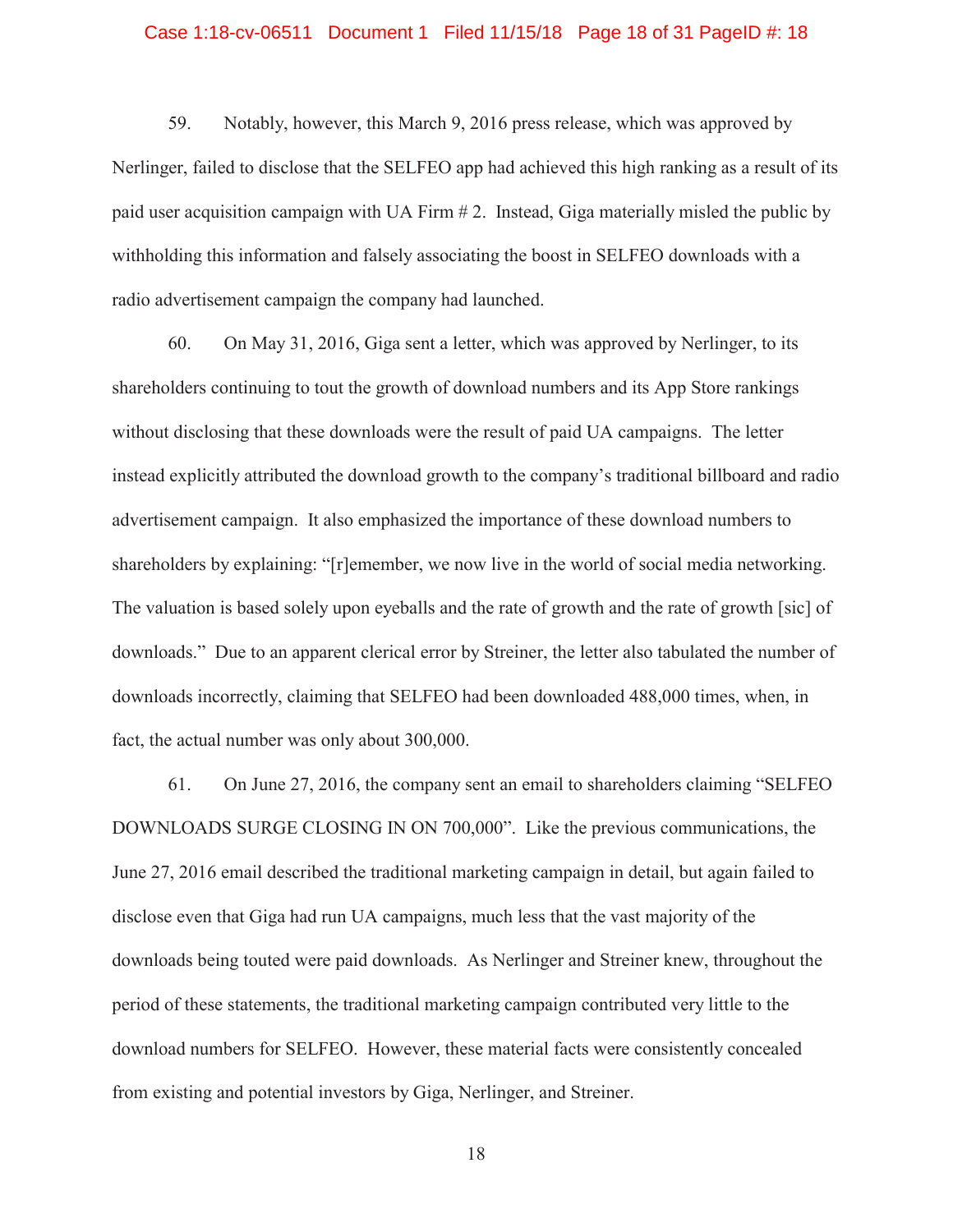59. Notably, however, this March 9, 2016 press release, which was approved by Nerlinger, failed to disclose that the SELFEO app had achieved this high ranking as a result of its paid user acquisition campaign with UA Firm # 2. Instead, Giga materially misled the public by withholding this information and falsely associating the boost in SELFEO downloads with a radio advertisement campaign the company had launched.

60. On May 31, 2016, Giga sent a letter, which was approved by Nerlinger, to its shareholders continuing to tout the growth of download numbers and its App Store rankings without disclosing that these downloads were the result of paid UA campaigns. The letter instead explicitly attributed the download growth to the company's traditional billboard and radio advertisement campaign. It also emphasized the importance of these download numbers to shareholders by explaining: "[r]emember, we now live in the world of social media networking. The valuation is based solely upon eyeballs and the rate of growth and the rate of growth [sic] of downloads." Due to an apparent clerical error by Streiner, the letter also tabulated the number of downloads incorrectly, claiming that SELFEO had been downloaded 488,000 times, when, in fact, the actual number was only about 300,000.

61. On June 27, 2016, the company sent an email to shareholders claiming "SELFEO DOWNLOADS SURGE CLOSING IN ON 700,000". Like the previous communications, the June 27, 2016 email described the traditional marketing campaign in detail, but again failed to disclose even that Giga had run UA campaigns, much less that the vast majority of the downloads being touted were paid downloads. As Nerlinger and Streiner knew, throughout the period of these statements, the traditional marketing campaign contributed very little to the download numbers for SELFEO. However, these material facts were consistently concealed from existing and potential investors by Giga, Nerlinger, and Streiner.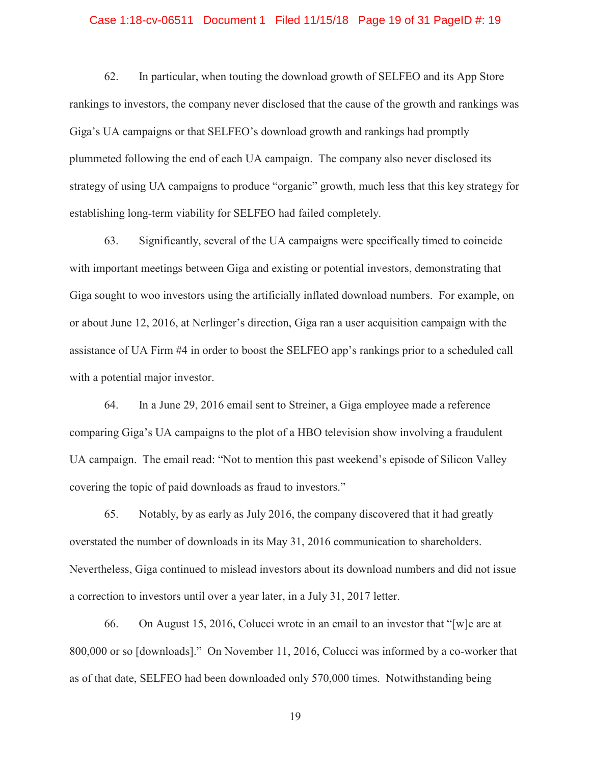62. In particular, when touting the download growth of SELFEO and its App Store rankings to investors, the company never disclosed that the cause of the growth and rankings was Giga's UA campaigns or that SELFEO's download growth and rankings had promptly plummeted following the end of each UA campaign. The company also never disclosed its strategy of using UA campaigns to produce "organic" growth, much less that this key strategy for establishing long-term viability for SELFEO had failed completely.

63. Significantly, several of the UA campaigns were specifically timed to coincide with important meetings between Giga and existing or potential investors, demonstrating that Giga sought to woo investors using the artificially inflated download numbers. For example, on or about June 12, 2016, at Nerlinger's direction, Giga ran a user acquisition campaign with the assistance of UA Firm #4 in order to boost the SELFEO app's rankings prior to a scheduled call with a potential major investor.

64. In a June 29, 2016 email sent to Streiner, a Giga employee made a reference comparing Giga's UA campaigns to the plot of a HBO television show involving a fraudulent UA campaign. The email read: "Not to mention this past weekend's episode of Silicon Valley covering the topic of paid downloads as fraud to investors."

65. Notably, by as early as July 2016, the company discovered that it had greatly overstated the number of downloads in its May 31, 2016 communication to shareholders. Nevertheless, Giga continued to mislead investors about its download numbers and did not issue a correction to investors until over a year later, in a July 31, 2017 letter.

66. On August 15, 2016, Colucci wrote in an email to an investor that "[w]e are at 800,000 or so [downloads]." On November 11, 2016, Colucci was informed by a co-worker that as of that date, SELFEO had been downloaded only 570,000 times. Notwithstanding being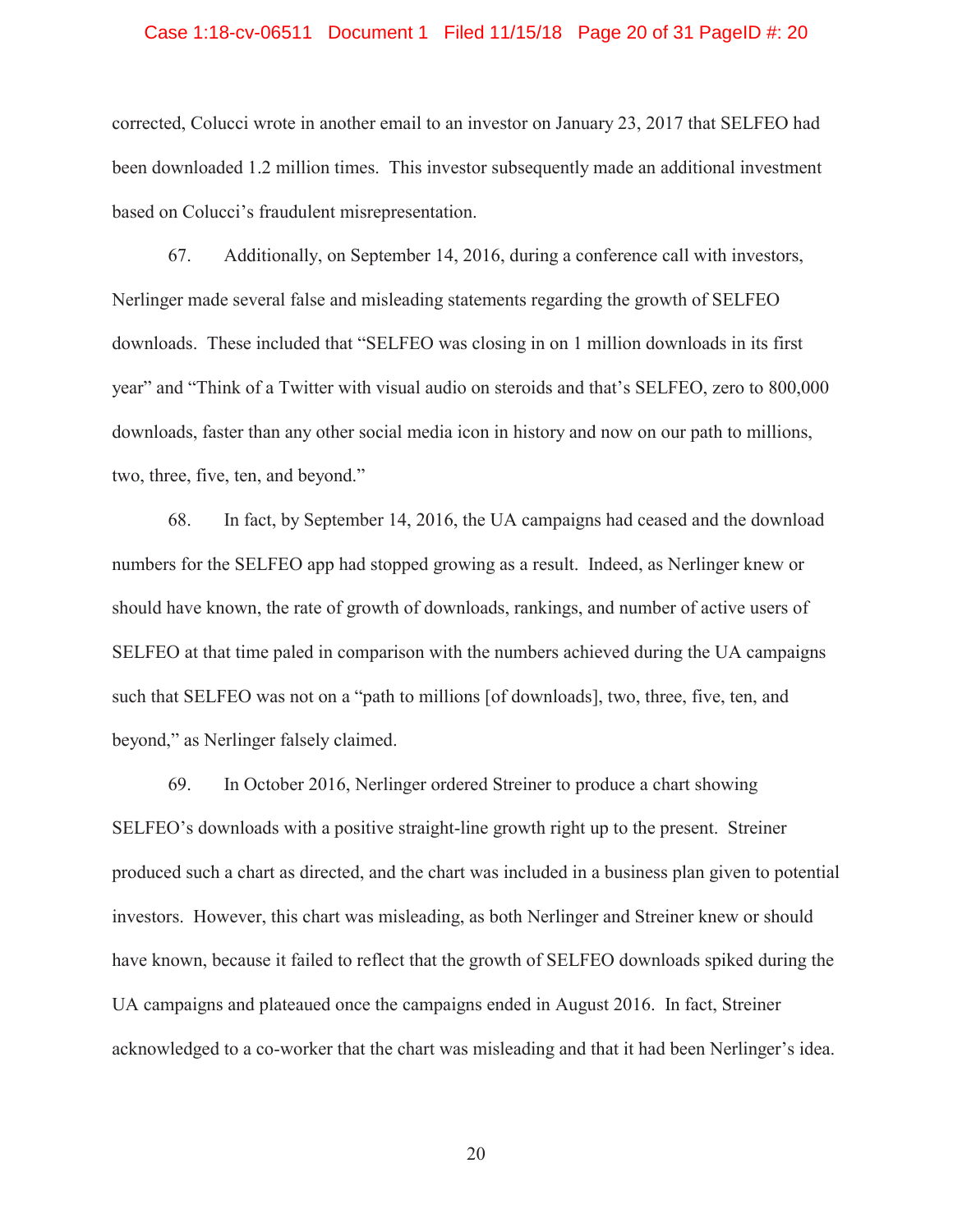corrected, Colucci wrote in another email to an investor on January 23, 2017 that SELFEO had been downloaded 1.2 million times. This investor subsequently made an additional investment based on Colucci's fraudulent misrepresentation.

67. Additionally, on September 14, 2016, during a conference call with investors, Nerlinger made several false and misleading statements regarding the growth of SELFEO downloads. These included that "SELFEO was closing in on 1 million downloads in its first year" and "Think of a Twitter with visual audio on steroids and that's SELFEO, zero to 800,000 downloads, faster than any other social media icon in history and now on our path to millions, two, three, five, ten, and beyond."

68. In fact, by September 14, 2016, the UA campaigns had ceased and the download numbers for the SELFEO app had stopped growing as a result. Indeed, as Nerlinger knew or should have known, the rate of growth of downloads, rankings, and number of active users of SELFEO at that time paled in comparison with the numbers achieved during the UA campaigns such that SELFEO was not on a "path to millions [of downloads], two, three, five, ten, and beyond," as Nerlinger falsely claimed.

69. In October 2016, Nerlinger ordered Streiner to produce a chart showing SELFEO's downloads with a positive straight-line growth right up to the present. Streiner produced such a chart as directed, and the chart was included in a business plan given to potential investors. However, this chart was misleading, as both Nerlinger and Streiner knew or should have known, because it failed to reflect that the growth of SELFEO downloads spiked during the UA campaigns and plateaued once the campaigns ended in August 2016. In fact, Streiner acknowledged to a co-worker that the chart was misleading and that it had been Nerlinger's idea.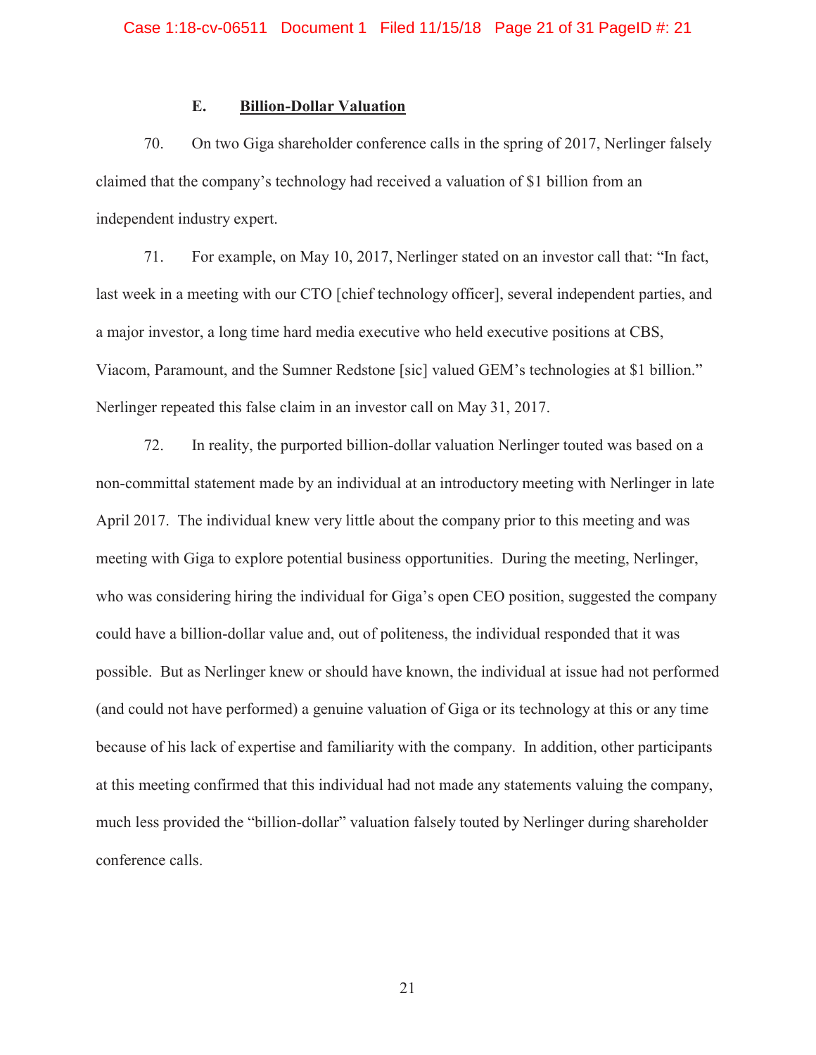### E. Billion-Dollar Valuation

70. On two Giga shareholder conference calls in the spring of 2017, Nerlinger falsely claimed that the company's technology had received a valuation of $1 billion from an independent industry expert.

71. For example, on May 10, 2017, Nerlinger stated on an investor call that: "In fact, last week in a meeting with our CTO [chief technology officer], several independent parties, and a major investor, a long time hard media executive who held executive positions at CBS, Viacom, Paramount, and the Sumner Redstone [sic] valued GEM's technologies at $1 billion." Nerlinger repeated this false claim in an investor call on May 31, 2017.

72. In reality, the purported billion-dollar valuation Nerlinger touted was based on a non-committal statement made by an individual at an introductory meeting with Nerlinger in late April 2017. The individual knew very little about the company prior to this meeting and was meeting with Giga to explore potential business opportunities. During the meeting, Nerlinger, who was considering hiring the individual for Giga's open CEO position, suggested the company could have a billion-dollar value and, out of politeness, the individual responded that it was possible. But as Nerlinger knew or should have known, the individual at issue had not performed (and could not have performed) a genuine valuation of Giga or its technology at this or any time because of his lack of expertise and familiarity with the company. In addition, other participants at this meeting confirmed that this individual had not made any statements valuing the company, much less provided the "billion-dollar" valuation falsely touted by Nerlinger during shareholder conference calls.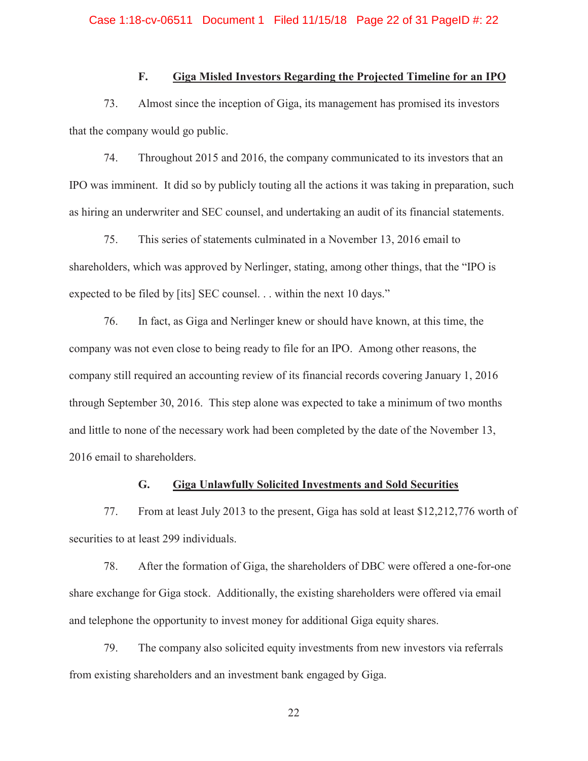### F. Giga Misled Investors Regarding the Projected Timeline for an IPO

73. Almost since the inception of Giga, its management has promised its investors that the company would go public.

74. Throughout 2015 and 2016, the company communicated to its investors that an IPO was imminent. It did so by publicly touting all the actions it was taking in preparation, such as hiring an underwriter and SEC counsel, and undertaking an audit of its financial statements.

75. This series of statements culminated in a November 13, 2016 email to shareholders, which was approved by Nerlinger, stating, among other things, that the "IPO is expected to be filed by [its] SEC counsel. . . within the next 10 days."

76. In fact, as Giga and Nerlinger knew or should have known, at this time, the company was not even close to being ready to file for an IPO. Among other reasons, the company still required an accounting review of its financial records covering January 1, 2016 through September 30, 2016. This step alone was expected to take a minimum of two months and little to none of the necessary work had been completed by the date of the November 13, 2016 email to shareholders.

### G. Giga Unlawfully Solicited Investments and Sold Securities

77. From at least July 2013 to the present, Giga has sold at least $12,212,776 worth of securities to at least 299 individuals.

78. After the formation of Giga, the shareholders of DBC were offered a one-for-one share exchange for Giga stock. Additionally, the existing shareholders were offered via email and telephone the opportunity to invest money for additional Giga equity shares.

79. The company also solicited equity investments from new investors via referrals from existing shareholders and an investment bank engaged by Giga.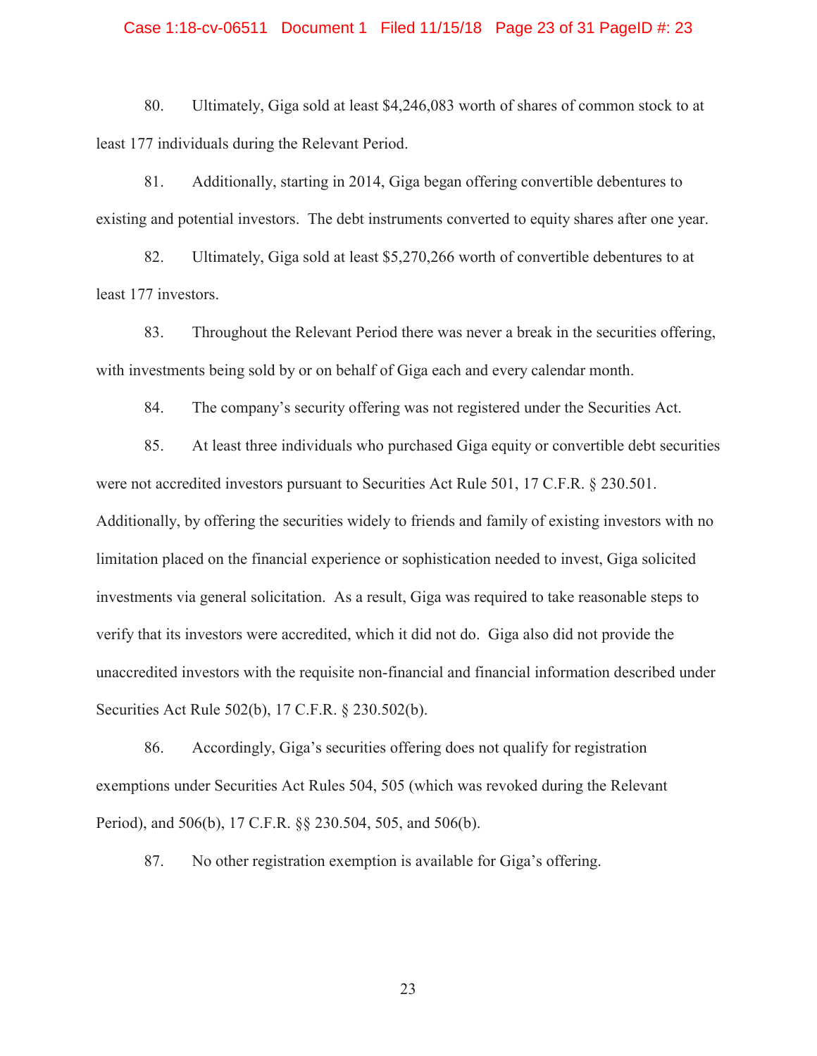80. Ultimately, Giga sold at least $4,246,083 worth of shares of common stock to at least 177 individuals during the Relevant Period.

81. Additionally, starting in 2014, Giga began offering convertible debentures to existing and potential investors. The debt instruments converted to equity shares after one year.

82. Ultimately, Giga sold at least $5,270,266 worth of convertible debentures to at least 177 investors.

83. Throughout the Relevant Period there was never a break in the securities offering, with investments being sold by or on behalf of Giga each and every calendar month.

84. The company's security offering was not registered under the Securities Act.

85. At least three individuals who purchased Giga equity or convertible debt securities were not accredited investors pursuant to Securities Act Rule 501, 17 C.F.R. § 230.501. Additionally, by offering the securities widely to friends and family of existing investors with no limitation placed on the financial experience or sophistication needed to invest, Giga solicited investments via general solicitation. As a result, Giga was required to take reasonable steps to verify that its investors were accredited, which it did not do. Giga also did not provide the unaccredited investors with the requisite non-financial and financial information described under Securities Act Rule 502(b), 17 C.F.R. § 230.502(b).

86. Accordingly, Giga's securities offering does not qualify for registration exemptions under Securities Act Rules 504, 505 (which was revoked during the Relevant Period), and 506(b), 17 C.F.R. §§ 230.504, 505, and 506(b).

87. No other registration exemption is available for Giga's offering.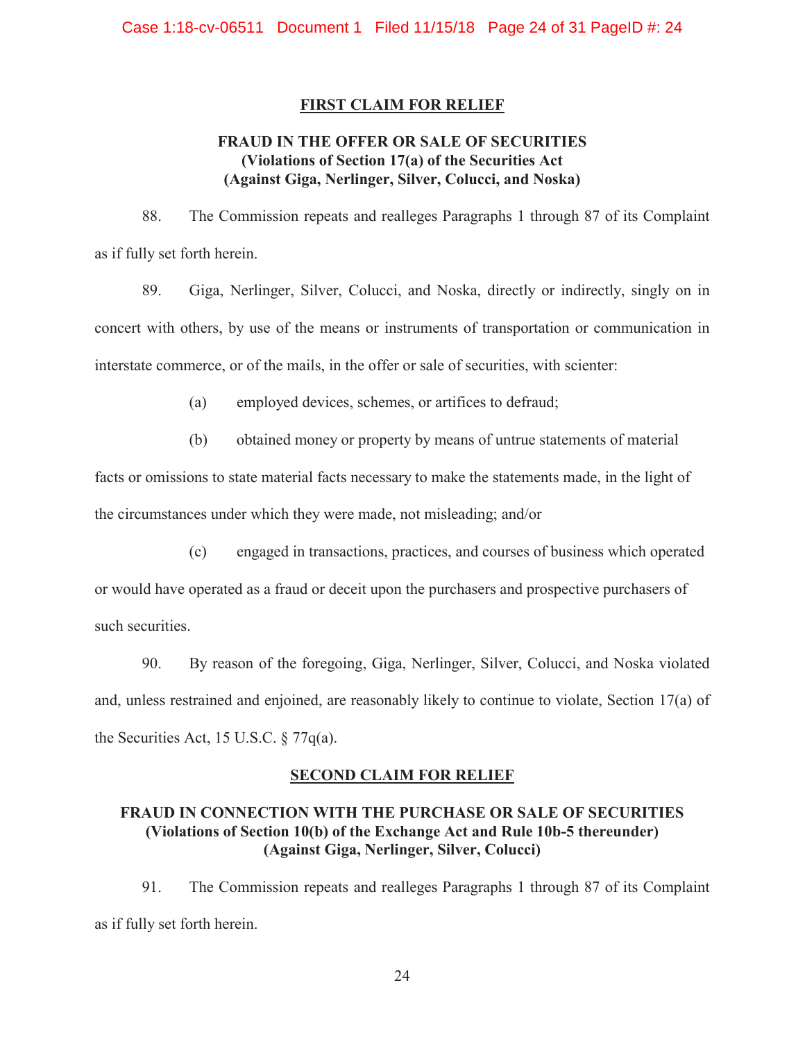## FIRST CLAIM FOR RELIEF

### FRAUD IN THE OFFER OR SALE OF SECURITIES
### (Violations of Section 17(a) of the Securities Act
### (Against Giga, Nerlinger, Silver, Colucci, and Noska)

88. The Commission repeats and realleges Paragraphs 1 through 87 of its Complaint as if fully set forth herein.

89. Giga, Nerlinger, Silver, Colucci, and Noska, directly or indirectly, singly on in concert with others, by use of the means or instruments of transportation or communication in interstate commerce, or of the mails, in the offer or sale of securities, with scienter:

(a) employed devices, schemes, or artifices to defraud;

(b) obtained money or property by means of untrue statements of material facts or omissions to state material facts necessary to make the statements made, in the light of the circumstances under which they were made, not misleading; and/or

(c) engaged in transactions, practices, and courses of business which operated or would have operated as a fraud or deceit upon the purchasers and prospective purchasers of such securities.

90. By reason of the foregoing, Giga, Nerlinger, Silver, Colucci, and Noska violated and, unless restrained and enjoined, are reasonably likely to continue to violate, Section 17(a) of the Securities Act, 15 U.S.C. § 77q(a).

## SECOND CLAIM FOR RELIEF

### FRAUD IN CONNECTION WITH THE PURCHASE OR SALE OF SECURITIES
### (Violations of Section 10(b) of the Exchange Act and Rule 10b-5 thereunder)
### (Against Giga, Nerlinger, Silver, Colucci)

91. The Commission repeats and realleges Paragraphs 1 through 87 of its Complaint as if fully set forth herein.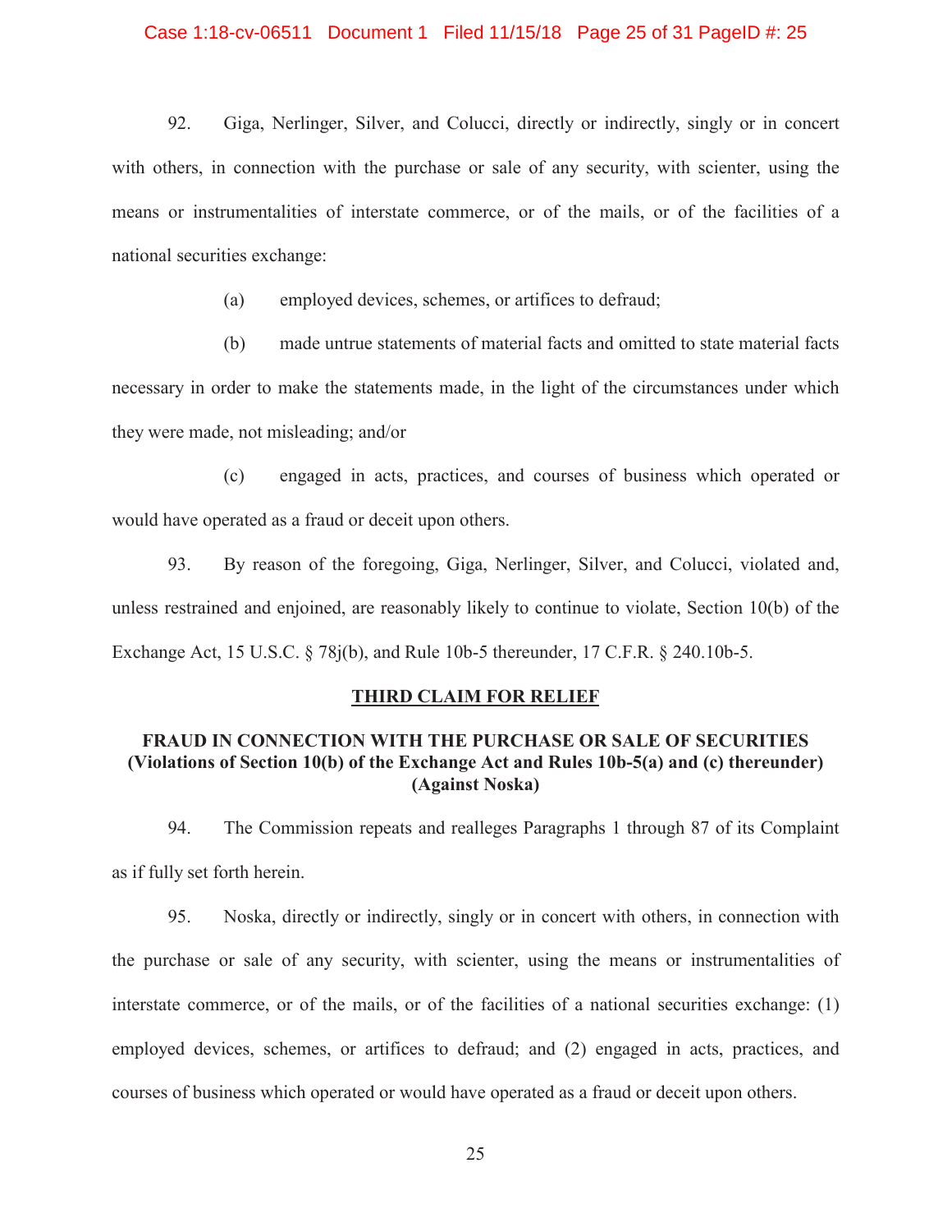92. Giga, Nerlinger, Silver, and Colucci, directly or indirectly, singly or in concert with others, in connection with the purchase or sale of any security, with scienter, using the means or instrumentalities of interstate commerce, or of the mails, or of the facilities of a national securities exchange:

(a) employed devices, schemes, or artifices to defraud;

(b) made untrue statements of material facts and omitted to state material facts necessary in order to make the statements made, in the light of the circumstances under which they were made, not misleading; and/or

(c) engaged in acts, practices, and courses of business which operated or would have operated as a fraud or deceit upon others.

93. By reason of the foregoing, Giga, Nerlinger, Silver, and Colucci, violated and, unless restrained and enjoined, are reasonably likely to continue to violate, Section 10(b) of the Exchange Act, 15 U.S.C. § 78j(b), and Rule 10b-5 thereunder, 17 C.F.R. § 240.10b-5.

## THIRD CLAIM FOR RELIEF

### FRAUD IN CONNECTION WITH THE PURCHASE OR SALE OF SECURITIES (Violations of Section 10(b) of the Exchange Act and Rules 10b-5(a) and (c) thereunder) (Against Noska)

94. The Commission repeats and realleges Paragraphs 1 through 87 of its Complaint as if fully set forth herein.

95. Noska, directly or indirectly, singly or in concert with others, in connection with the purchase or sale of any security, with scienter, using the means or instrumentalities of interstate commerce, or of the mails, or of the facilities of a national securities exchange: (1) employed devices, schemes, or artifices to defraud; and (2) engaged in acts, practices, and courses of business which operated or would have operated as a fraud or deceit upon others.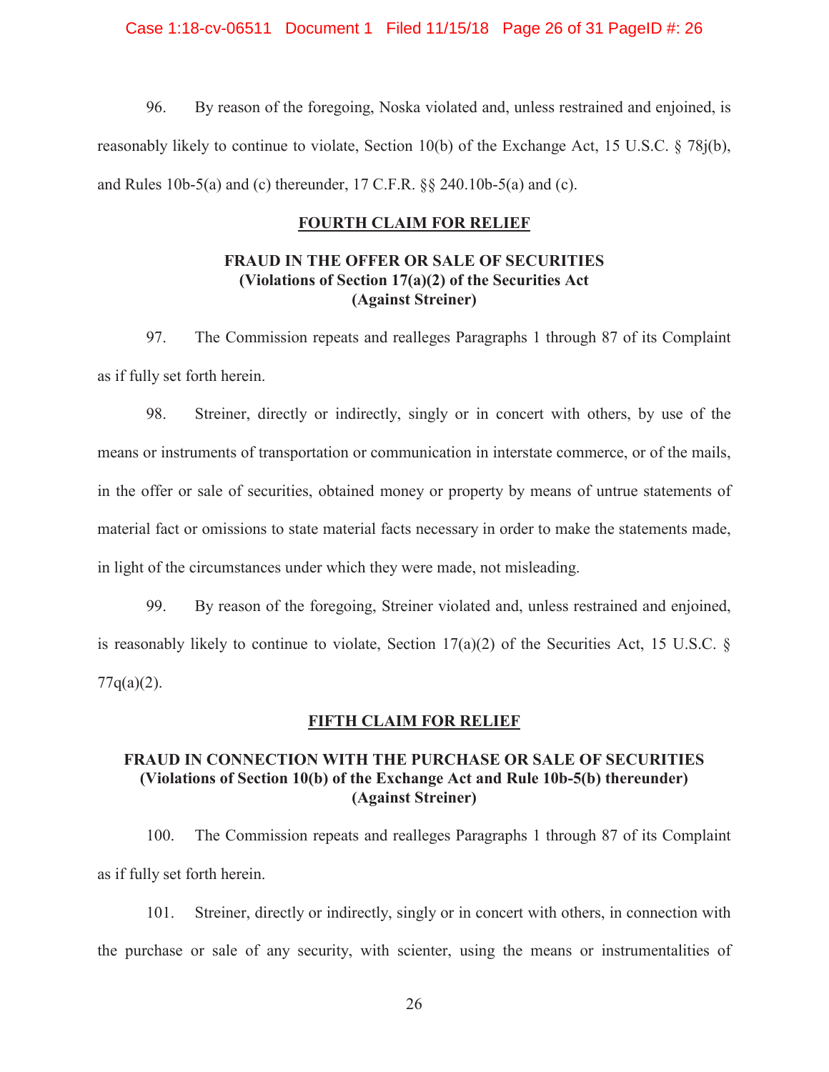96. By reason of the foregoing, Noska violated and, unless restrained and enjoined, is reasonably likely to continue to violate, Section 10(b) of the Exchange Act, 15 U.S.C. § 78j(b), and Rules 10b-5(a) and (c) thereunder, 17 C.F.R. §§ 240.10b-5(a) and (c).

## FOURTH CLAIM FOR RELIEF

### FRAUD IN THE OFFER OR SALE OF SECURITIES (Violations of Section 17(a)(2) of the Securities Act (Against Streiner)

97. The Commission repeats and realleges Paragraphs 1 through 87 of its Complaint as if fully set forth herein.

98. Streiner, directly or indirectly, singly or in concert with others, by use of the means or instruments of transportation or communication in interstate commerce, or of the mails, in the offer or sale of securities, obtained money or property by means of untrue statements of material fact or omissions to state material facts necessary in order to make the statements made, in light of the circumstances under which they were made, not misleading.

99. By reason of the foregoing, Streiner violated and, unless restrained and enjoined, is reasonably likely to continue to violate, Section 17(a)(2) of the Securities Act, 15 U.S.C. § 77q(a)(2).

## FIFTH CLAIM FOR RELIEF

### FRAUD IN CONNECTION WITH THE PURCHASE OR SALE OF SECURITIES (Violations of Section 10(b) of the Exchange Act and Rule 10b-5(b) thereunder) (Against Streiner)

100. The Commission repeats and realleges Paragraphs 1 through 87 of its Complaint as if fully set forth herein.

101. Streiner, directly or indirectly, singly or in concert with others, in connection with the purchase or sale of any security, with scienter, using the means or instrumentalities of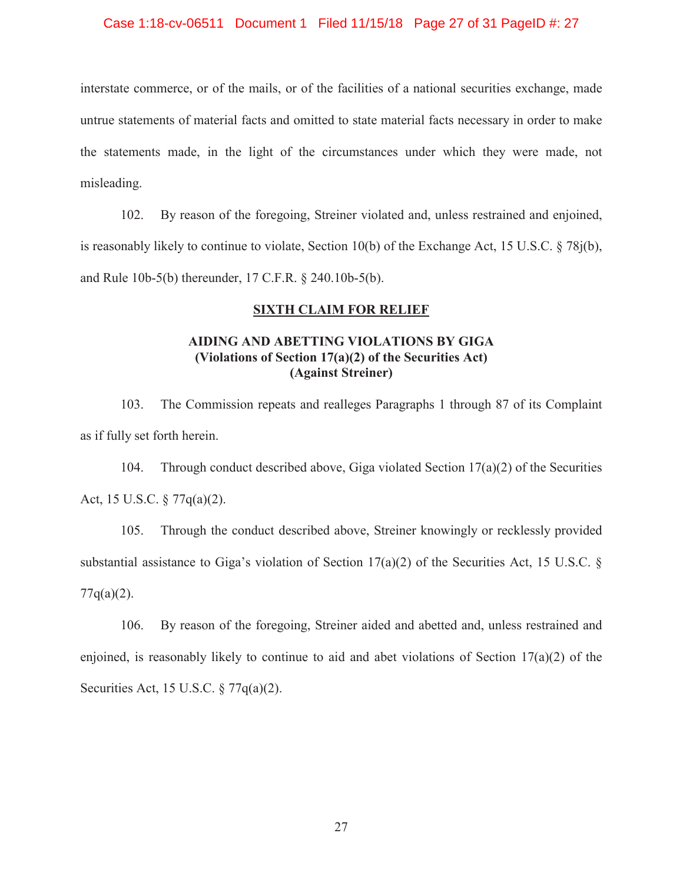interstate commerce, or of the mails, or of the facilities of a national securities exchange, made untrue statements of material facts and omitted to state material facts necessary in order to make the statements made, in the light of the circumstances under which they were made, not misleading.

102. By reason of the foregoing, Streiner violated and, unless restrained and enjoined, is reasonably likely to continue to violate, Section 10(b) of the Exchange Act, 15 U.S.C. § 78j(b), and Rule 10b-5(b) thereunder, 17 C.F.R. § 240.10b-5(b).

## SIXTH CLAIM FOR RELIEF

### AIDING AND ABETTING VIOLATIONS BY GIGA
### (Violations of Section 17(a)(2) of the Securities Act)
### (Against Streiner)

103. The Commission repeats and realleges Paragraphs 1 through 87 of its Complaint as if fully set forth herein.

104. Through conduct described above, Giga violated Section 17(a)(2) of the Securities Act, 15 U.S.C. § 77q(a)(2).

105. Through the conduct described above, Streiner knowingly or recklessly provided substantial assistance to Giga's violation of Section 17(a)(2) of the Securities Act, 15 U.S.C. § 77q(a)(2).

106. By reason of the foregoing, Streiner aided and abetted and, unless restrained and enjoined, is reasonably likely to continue to aid and abet violations of Section 17(a)(2) of the Securities Act, 15 U.S.C. § 77q(a)(2).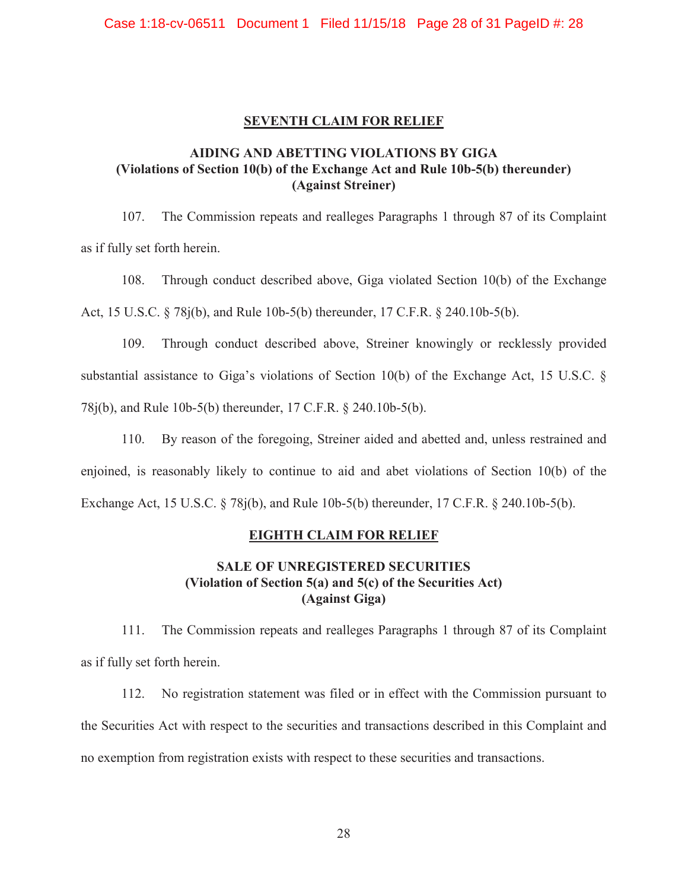## SEVENTH CLAIM FOR RELIEF

### AIDING AND ABETTING VIOLATIONS BY GIGA
### (Violations of Section 10(b) of the Exchange Act and Rule 10b-5(b) thereunder)
### (Against Streiner)

107. The Commission repeats and realleges Paragraphs 1 through 87 of its Complaint as if fully set forth herein.

108. Through conduct described above, Giga violated Section 10(b) of the Exchange Act, 15 U.S.C. § 78j(b), and Rule 10b-5(b) thereunder, 17 C.F.R. § 240.10b-5(b).

109. Through conduct described above, Streiner knowingly or recklessly provided substantial assistance to Giga's violations of Section 10(b) of the Exchange Act, 15 U.S.C. § 78j(b), and Rule 10b-5(b) thereunder, 17 C.F.R. § 240.10b-5(b).

110. By reason of the foregoing, Streiner aided and abetted and, unless restrained and enjoined, is reasonably likely to continue to aid and abet violations of Section 10(b) of the Exchange Act, 15 U.S.C. § 78j(b), and Rule 10b-5(b) thereunder, 17 C.F.R. § 240.10b-5(b).

## EIGHTH CLAIM FOR RELIEF

### SALE OF UNREGISTERED SECURITIES
### (Violation of Section 5(a) and 5(c) of the Securities Act)
### (Against Giga)

111. The Commission repeats and realleges Paragraphs 1 through 87 of its Complaint as if fully set forth herein.

112. No registration statement was filed or in effect with the Commission pursuant to the Securities Act with respect to the securities and transactions described in this Complaint and no exemption from registration exists with respect to these securities and transactions.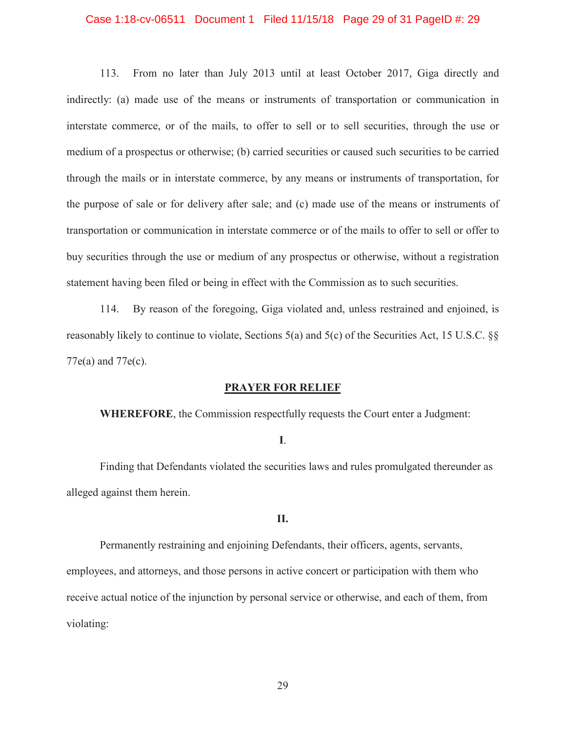113. From no later than July 2013 until at least October 2017, Giga directly and indirectly: (a) made use of the means or instruments of transportation or communication in interstate commerce, or of the mails, to offer to sell or to sell securities, through the use or medium of a prospectus or otherwise; (b) carried securities or caused such securities to be carried through the mails or in interstate commerce, by any means or instruments of transportation, for the purpose of sale or for delivery after sale; and (c) made use of the means or instruments of transportation or communication in interstate commerce or of the mails to offer to sell or offer to buy securities through the use or medium of any prospectus or otherwise, without a registration statement having been filed or being in effect with the Commission as to such securities.

114. By reason of the foregoing, Giga violated and, unless restrained and enjoined, is reasonably likely to continue to violate, Sections 5(a) and 5(c) of the Securities Act, 15 U.S.C. §§ 77e(a) and 77e(c).

## PRAYER FOR RELIEF

**WHEREFORE**, the Commission respectfully requests the Court enter a Judgment:

**I**.

Finding that Defendants violated the securities laws and rules promulgated thereunder as alleged against them herein.

**II.**

Permanently restraining and enjoining Defendants, their officers, agents, servants, employees, and attorneys, and those persons in active concert or participation with them who receive actual notice of the injunction by personal service or otherwise, and each of them, from violating: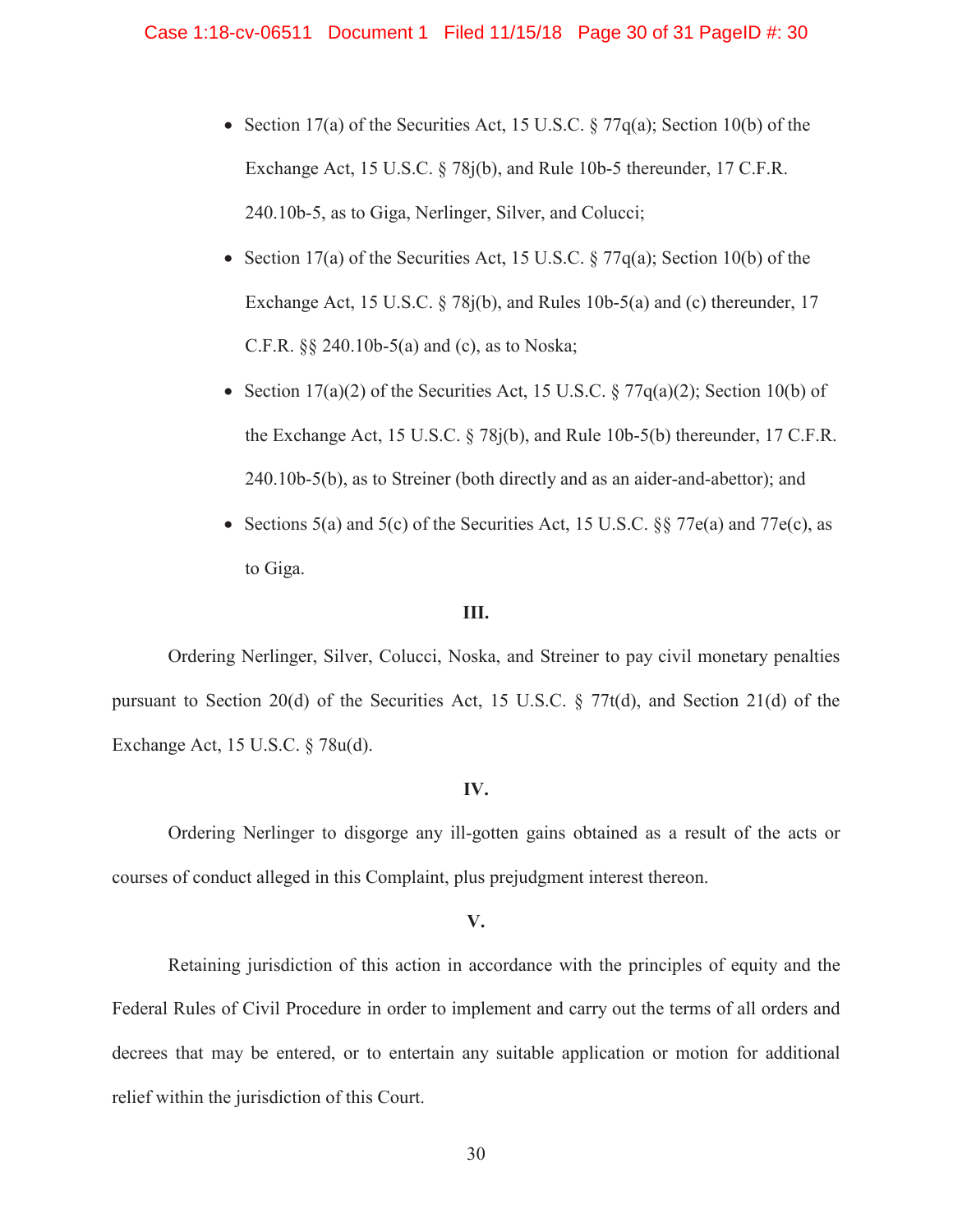- Section 17(a) of the Securities Act, 15 U.S.C. § 77q(a); Section 10(b) of the Exchange Act, 15 U.S.C. § 78j(b), and Rule 10b-5 thereunder, 17 C.F.R. 240.10b-5, as to Giga, Nerlinger, Silver, and Colucci;
- Section 17(a) of the Securities Act, 15 U.S.C. § 77q(a); Section 10(b) of the Exchange Act, 15 U.S.C. § 78j(b), and Rules 10b-5(a) and (c) thereunder, 17 C.F.R. §§ 240.10b-5(a) and (c), as to Noska;
- Section 17(a)(2) of the Securities Act, 15 U.S.C. § 77q(a)(2); Section 10(b) of the Exchange Act, 15 U.S.C. § 78j(b), and Rule 10b-5(b) thereunder, 17 C.F.R. 240.10b-5(b), as to Streiner (both directly and as an aider-and-abettor); and
- Sections 5(a) and 5(c) of the Securities Act, 15 U.S.C. §§ 77e(a) and 77e(c), as to Giga.

**III.**

Ordering Nerlinger, Silver, Colucci, Noska, and Streiner to pay civil monetary penalties pursuant to Section 20(d) of the Securities Act, 15 U.S.C. § 77t(d), and Section 21(d) of the Exchange Act, 15 U.S.C. § 78u(d).

**IV.**

Ordering Nerlinger to disgorge any ill-gotten gains obtained as a result of the acts or courses of conduct alleged in this Complaint, plus prejudgment interest thereon.

**V.**

Retaining jurisdiction of this action in accordance with the principles of equity and the Federal Rules of Civil Procedure in order to implement and carry out the terms of all orders and decrees that may be entered, or to entertain any suitable application or motion for additional relief within the jurisdiction of this Court.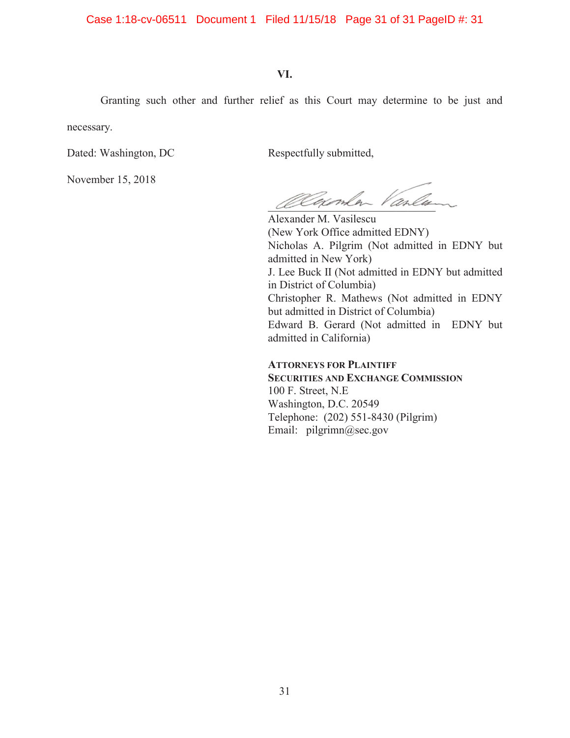**VI.**

Granting such other and further relief as this Court may determine to be just and necessary.

Dated: Washington, DC

November 15, 2018

Respectfully submitted,

Alexander M. Vasilescu
(New York Office admitted EDNY)
Nicholas A. Pilgrim (Not admitted in EDNY but admitted in New York)
J. Lee Buck II (Not admitted in EDNY but admitted in District of Columbia)
Christopher R. Mathews (Not admitted in EDNY but admitted in District of Columbia)
Edward B. Gerard (Not admitted in EDNY but admitted in California)

**ATTORNEYS FOR PLAINTIFF**
**SECURITIES AND EXCHANGE COMMISSION**
100 F. Street, N.E
Washington, D.C. 20549
Telephone: (202) 551-8430 (Pilgrim)
Email: pilgrimn@sec.gov